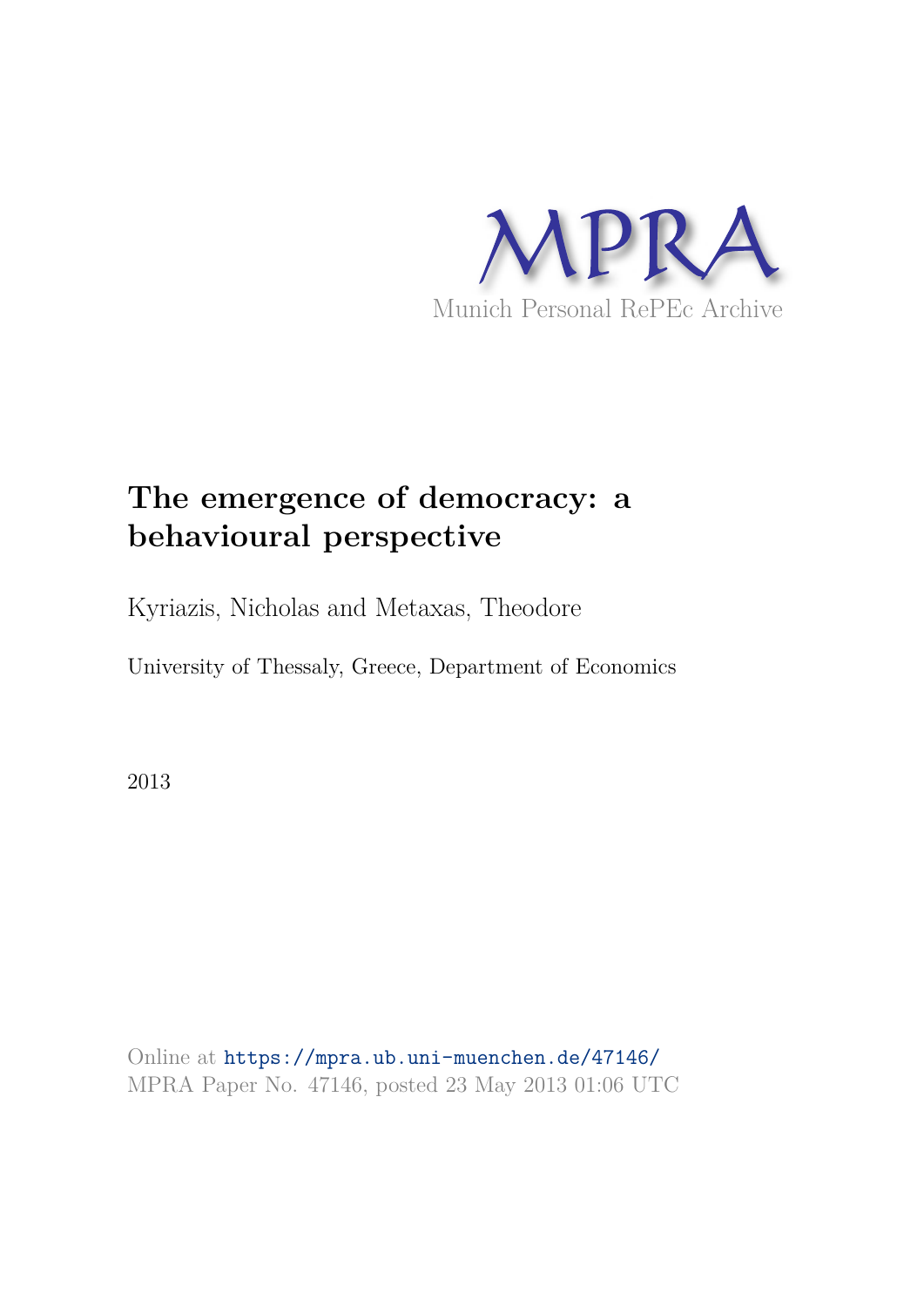MPRA

Munich Personal RePEc Archive

# The emergence of democracy: a behavioural perspective

Kyriazis, Nicholas and Metaxas, Theodore

University of Thessaly, Greece, Department of Economics

2013

Online at https://mpra.ub.uni-muenchen.de/47146/
MPRA Paper No. 47146, posted 23 May 2013 01:06 UTC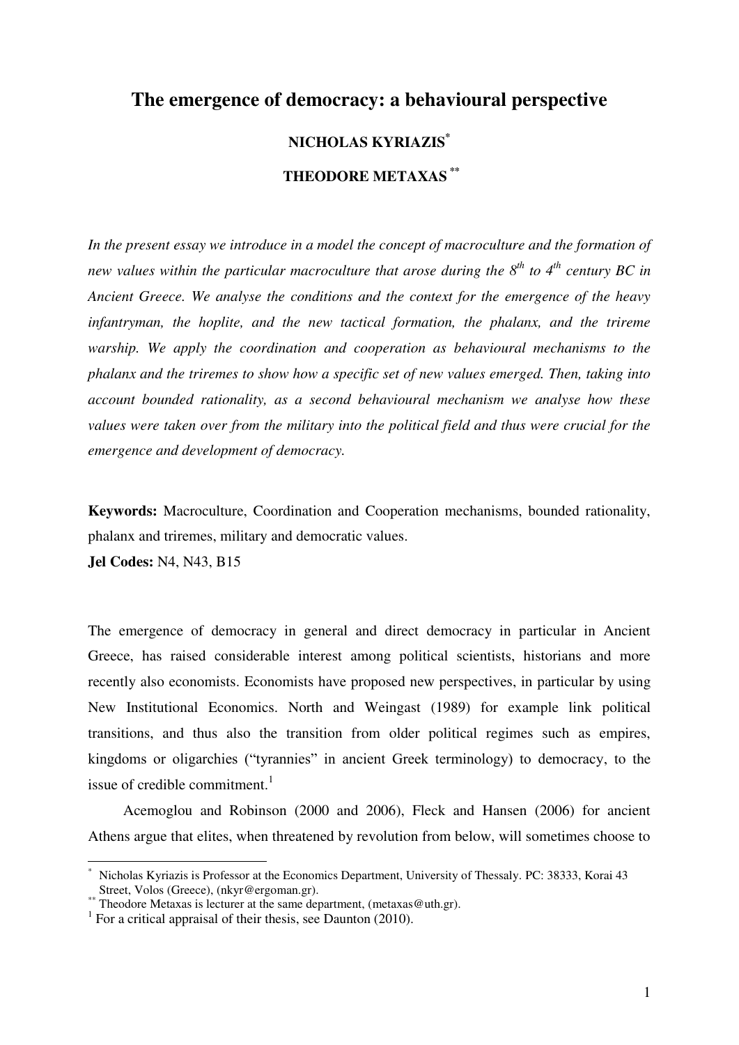# The emergence of democracy: a behavioural perspective

**NICHOLAS KYRIAZIS**[*]

**THEODORE METAXAS**[**]

*In the present essay we introduce in a model the concept of macroculture and the formation of new values within the particular macroculture that arose during the 8th to 4th century BC in Ancient Greece. We analyse the conditions and the context for the emergence of the heavy infantryman, the hoplite, and the new tactical formation, the phalanx, and the trireme warship. We apply the coordination and cooperation as behavioural mechanisms to the phalanx and the triremes to show how a specific set of new values emerged. Then, taking into account bounded rationality, as a second behavioural mechanism we analyse how these values were taken over from the military into the political field and thus were crucial for the emergence and development of democracy.*

**Keywords:** Macroculture, Coordination and Cooperation mechanisms, bounded rationality, phalanx and triremes, military and democratic values.

**Jel Codes:** N4, N43, B15

The emergence of democracy in general and direct democracy in particular in Ancient Greece, has raised considerable interest among political scientists, historians and more recently also economists. Economists have proposed new perspectives, in particular by using New Institutional Economics. North and Weingast (1989) for example link political transitions, and thus also the transition from older political regimes such as empires, kingdoms or oligarchies ("tyrannies" in ancient Greek terminology) to democracy, to the issue of credible commitment.[1]

Acemoglou and Robinson (2000 and 2006), Fleck and Hansen (2006) for ancient Athens argue that elites, when threatened by revolution from below, will sometimes choose to

---

[*] Nicholas Kyriazis is Professor at the Economics Department, University of Thessaly. PC: 38333, Korai 43 Street, Volos (Greece), (nkyr@ergoman.gr).

[**] Theodore Metaxas is lecturer at the same department, (metaxas@uth.gr).

[1] For a critical appraisal of their thesis, see Daunton (2010).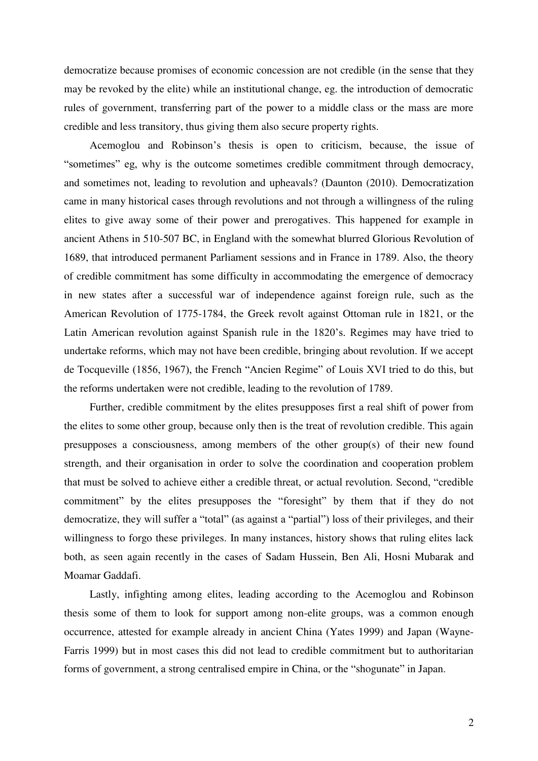democratize because promises of economic concession are not credible (in the sense that they may be revoked by the elite) while an institutional change, eg. the introduction of democratic rules of government, transferring part of the power to a middle class or the mass are more credible and less transitory, thus giving them also secure property rights.

Acemoglou and Robinson's thesis is open to criticism, because, the issue of "sometimes" eg, why is the outcome sometimes credible commitment through democracy, and sometimes not, leading to revolution and upheavals? (Daunton (2010). Democratization came in many historical cases through revolutions and not through a willingness of the ruling elites to give away some of their power and prerogatives. This happened for example in ancient Athens in 510-507 BC, in England with the somewhat blurred Glorious Revolution of 1689, that introduced permanent Parliament sessions and in France in 1789. Also, the theory of credible commitment has some difficulty in accommodating the emergence of democracy in new states after a successful war of independence against foreign rule, such as the American Revolution of 1775-1784, the Greek revolt against Ottoman rule in 1821, or the Latin American revolution against Spanish rule in the 1820's. Regimes may have tried to undertake reforms, which may not have been credible, bringing about revolution. If we accept de Tocqueville (1856, 1967), the French "Ancien Regime" of Louis XVI tried to do this, but the reforms undertaken were not credible, leading to the revolution of 1789.

Further, credible commitment by the elites presupposes first a real shift of power from the elites to some other group, because only then is the treat of revolution credible. This again presupposes a consciousness, among members of the other group(s) of their new found strength, and their organisation in order to solve the coordination and cooperation problem that must be solved to achieve either a credible threat, or actual revolution. Second, "credible commitment" by the elites presupposes the "foresight" by them that if they do not democratize, they will suffer a "total" (as against a "partial") loss of their privileges, and their willingness to forgo these privileges. In many instances, history shows that ruling elites lack both, as seen again recently in the cases of Sadam Hussein, Ben Ali, Hosni Mubarak and Moamar Gaddafi.

Lastly, infighting among elites, leading according to the Acemoglou and Robinson thesis some of them to look for support among non-elite groups, was a common enough occurrence, attested for example already in ancient China (Yates 1999) and Japan (Wayne-Farris 1999) but in most cases this did not lead to credible commitment but to authoritarian forms of government, a strong centralised empire in China, or the "shogunate" in Japan.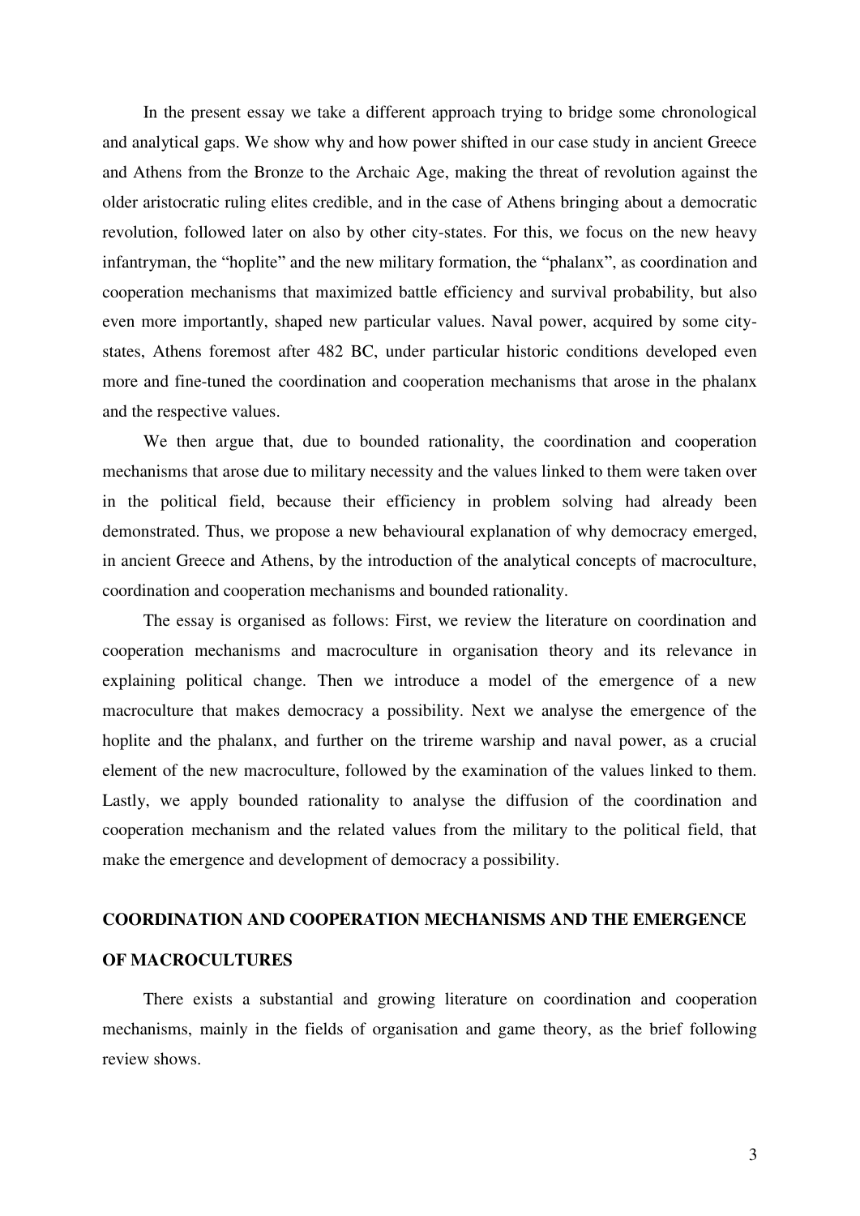In the present essay we take a different approach trying to bridge some chronological and analytical gaps. We show why and how power shifted in our case study in ancient Greece and Athens from the Bronze to the Archaic Age, making the threat of revolution against the older aristocratic ruling elites credible, and in the case of Athens bringing about a democratic revolution, followed later on also by other city-states. For this, we focus on the new heavy infantryman, the "hoplite" and the new military formation, the "phalanx", as coordination and cooperation mechanisms that maximized battle efficiency and survival probability, but also even more importantly, shaped new particular values. Naval power, acquired by some city-states, Athens foremost after 482 BC, under particular historic conditions developed even more and fine-tuned the coordination and cooperation mechanisms that arose in the phalanx and the respective values.

We then argue that, due to bounded rationality, the coordination and cooperation mechanisms that arose due to military necessity and the values linked to them were taken over in the political field, because their efficiency in problem solving had already been demonstrated. Thus, we propose a new behavioural explanation of why democracy emerged, in ancient Greece and Athens, by the introduction of the analytical concepts of macroculture, coordination and cooperation mechanisms and bounded rationality.

The essay is organised as follows: First, we review the literature on coordination and cooperation mechanisms and macroculture in organisation theory and its relevance in explaining political change. Then we introduce a model of the emergence of a new macroculture that makes democracy a possibility. Next we analyse the emergence of the hoplite and the phalanx, and further on the trireme warship and naval power, as a crucial element of the new macroculture, followed by the examination of the values linked to them. Lastly, we apply bounded rationality to analyse the diffusion of the coordination and cooperation mechanism and the related values from the military to the political field, that make the emergence and development of democracy a possibility.

## COORDINATION AND COOPERATION MECHANISMS AND THE EMERGENCE OF MACROCULTURES

There exists a substantial and growing literature on coordination and cooperation mechanisms, mainly in the fields of organisation and game theory, as the brief following review shows.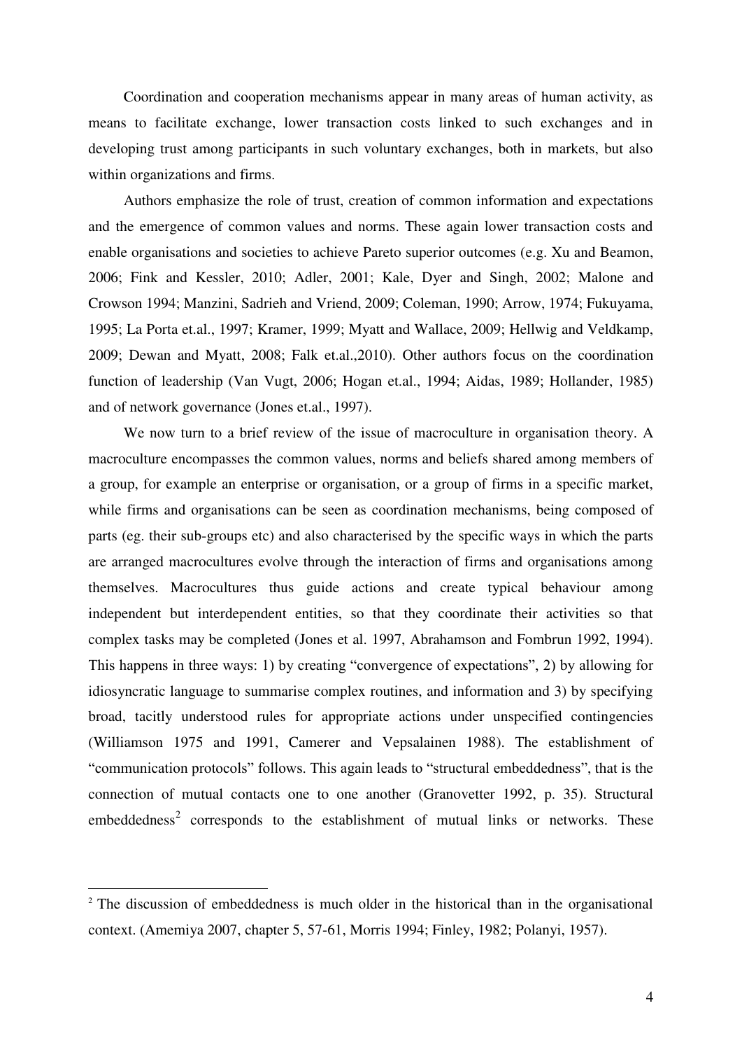Coordination and cooperation mechanisms appear in many areas of human activity, as means to facilitate exchange, lower transaction costs linked to such exchanges and in developing trust among participants in such voluntary exchanges, both in markets, but also within organizations and firms.

Authors emphasize the role of trust, creation of common information and expectations and the emergence of common values and norms. These again lower transaction costs and enable organisations and societies to achieve Pareto superior outcomes (e.g. Xu and Beamon, 2006; Fink and Kessler, 2010; Adler, 2001; Kale, Dyer and Singh, 2002; Malone and Crowson 1994; Manzini, Sadrieh and Vriend, 2009; Coleman, 1990; Arrow, 1974; Fukuyama, 1995; La Porta et.al., 1997; Kramer, 1999; Myatt and Wallace, 2009; Hellwig and Veldkamp, 2009; Dewan and Myatt, 2008; Falk et.al.,2010). Other authors focus on the coordination function of leadership (Van Vugt, 2006; Hogan et.al., 1994; Aidas, 1989; Hollander, 1985) and of network governance (Jones et.al., 1997).

We now turn to a brief review of the issue of macroculture in organisation theory. A macroculture encompasses the common values, norms and beliefs shared among members of a group, for example an enterprise or organisation, or a group of firms in a specific market, while firms and organisations can be seen as coordination mechanisms, being composed of parts (eg. their sub-groups etc) and also characterised by the specific ways in which the parts are arranged macrocultures evolve through the interaction of firms and organisations among themselves. Macrocultures thus guide actions and create typical behaviour among independent but interdependent entities, so that they coordinate their activities so that complex tasks may be completed (Jones et al. 1997, Abrahamson and Fombrun 1992, 1994). This happens in three ways: 1) by creating "convergence of expectations", 2) by allowing for idiosyncratic language to summarise complex routines, and information and 3) by specifying broad, tacitly understood rules for appropriate actions under unspecified contingencies (Williamson 1975 and 1991, Camerer and Vepsalainen 1988). The establishment of "communication protocols" follows. This again leads to "structural embeddedness", that is the connection of mutual contacts one to one another (Granovetter 1992, p. 35). Structural embeddedness[2] corresponds to the establishment of mutual links or networks. These

[2] The discussion of embeddedness is much older in the historical than in the organisational context. (Amemiya 2007, chapter 5, 57-61, Morris 1994; Finley, 1982; Polanyi, 1957).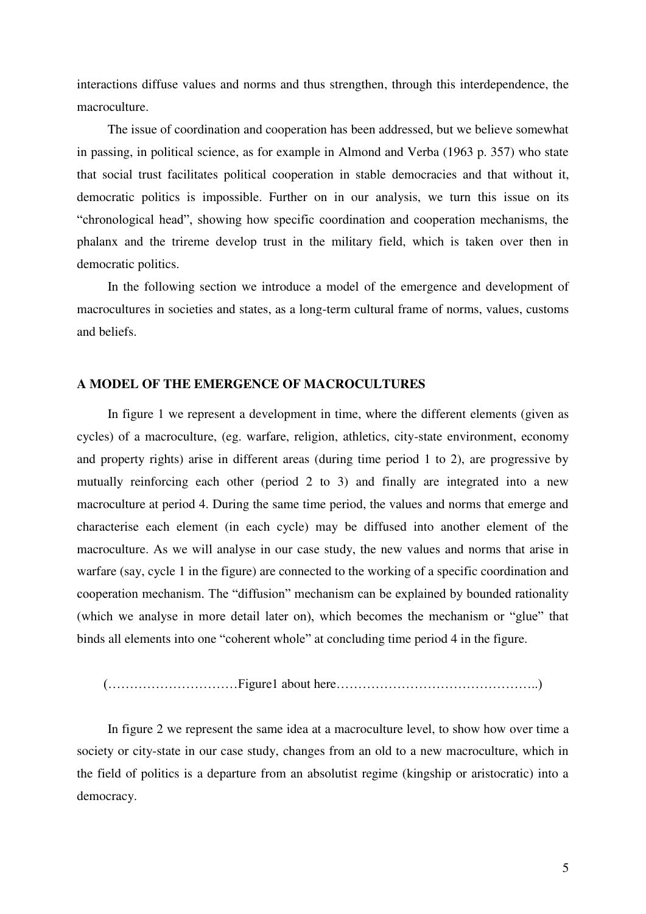interactions diffuse values and norms and thus strengthen, through this interdependence, the macroculture.

The issue of coordination and cooperation has been addressed, but we believe somewhat in passing, in political science, as for example in Almond and Verba (1963 p. 357) who state that social trust facilitates political cooperation in stable democracies and that without it, democratic politics is impossible. Further on in our analysis, we turn this issue on its "chronological head", showing how specific coordination and cooperation mechanisms, the phalanx and the trireme develop trust in the military field, which is taken over then in democratic politics.

In the following section we introduce a model of the emergence and development of macrocultures in societies and states, as a long-term cultural frame of norms, values, customs and beliefs.

## A MODEL OF THE EMERGENCE OF MACROCULTURES

In figure 1 we represent a development in time, where the different elements (given as cycles) of a macroculture, (eg. warfare, religion, athletics, city-state environment, economy and property rights) arise in different areas (during time period 1 to 2), are progressive by mutually reinforcing each other (period 2 to 3) and finally are integrated into a new macroculture at period 4. During the same time period, the values and norms that emerge and characterise each element (in each cycle) may be diffused into another element of the macroculture. As we will analyse in our case study, the new values and norms that arise in warfare (say, cycle 1 in the figure) are connected to the working of a specific coordination and cooperation mechanism. The "diffusion" mechanism can be explained by bounded rationality (which we analyse in more detail later on), which becomes the mechanism or "glue" that binds all elements into one "coherent whole" at concluding time period 4 in the figure.

(…………………………Figure1 about here………………………………………..)

In figure 2 we represent the same idea at a macroculture level, to show how over time a society or city-state in our case study, changes from an old to a new macroculture, which in the field of politics is a departure from an absolutist regime (kingship or aristocratic) into a democracy.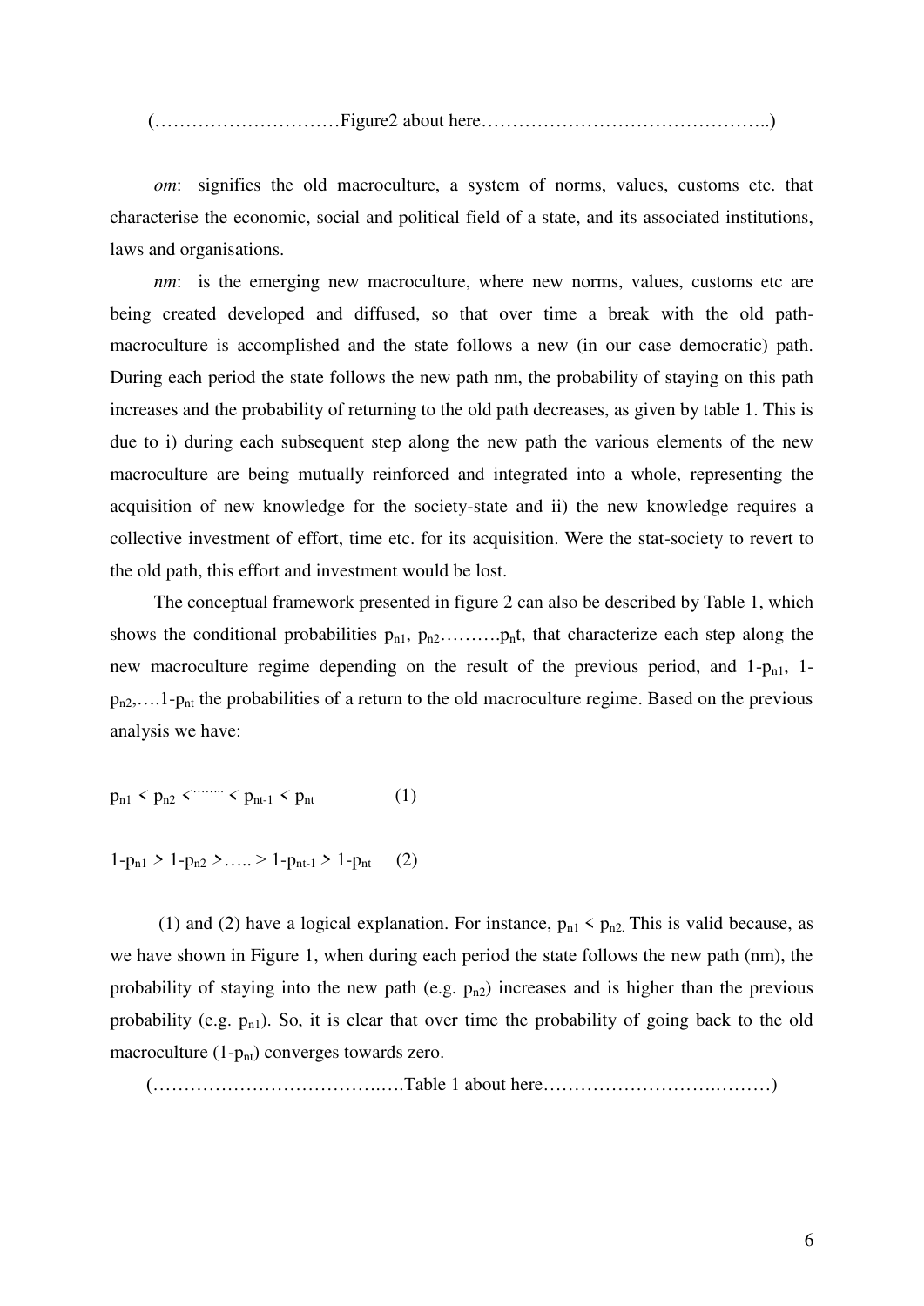(…………………………Figure2 about here………………………………………..)

*om*: signifies the old macroculture, a system of norms, values, customs etc. that characterise the economic, social and political field of a state, and its associated institutions, laws and organisations.

*nm*: is the emerging new macroculture, where new norms, values, customs etc are being created developed and diffused, so that over time a break with the old path-macroculture is accomplished and the state follows a new (in our case democratic) path. During each period the state follows the new path nm, the probability of staying on this path increases and the probability of returning to the old path decreases, as given by table 1. This is due to i) during each subsequent step along the new path the various elements of the new macroculture are being mutually reinforced and integrated into a whole, representing the acquisition of new knowledge for the society-state and ii) the new knowledge requires a collective investment of effort, time etc. for its acquisition. Were the stat-society to revert to the old path, this effort and investment would be lost.

The conceptual framework presented in figure 2 can also be described by Table 1, which shows the conditional probabilities $p_{n1}$, $p_{n2}$……….$p_n t$, that characterize each step along the new macroculture regime depending on the result of the previous period, and $1-p_{n1}$, $1-p_{n2}$,….$1-p_{nt}$ the probabilities of a return to the old macroculture regime. Based on the previous analysis we have:

$$p_{n1} < p_{n2} < \cdots < p_{nt-1} < p_{nt} \qquad (1)$$

$$1-p_{n1} > 1-p_{n2} > \ldots > 1-p_{nt-1} > 1-p_{nt} \qquad (2)$$

(1) and (2) have a logical explanation. For instance, $p_{n1} < p_{n2}$. This is valid because, as we have shown in Figure 1, when during each period the state follows the new path (nm), the probability of staying into the new path (e.g. $p_{n2}$) increases and is higher than the previous probability (e.g. $p_{n1}$). So, it is clear that over time the probability of going back to the old macroculture ($1-p_{nt}$) converges towards zero.

(……………………………….….Table 1 about here……………………….………)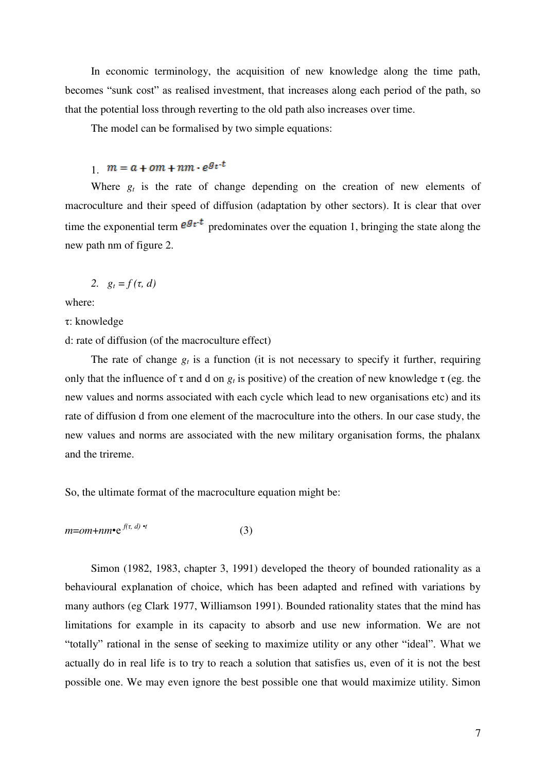In economic terminology, the acquisition of new knowledge along the time path, becomes "sunk cost" as realised investment, that increases along each period of the path, so that the potential loss through reverting to the old path also increases over time.

The model can be formalised by two simple equations:

1. $m = a + om + nm \cdot e^{g_t \cdot t}$

Where $g_t$ is the rate of change depending on the creation of new elements of macroculture and their speed of diffusion (adaptation by other sectors). It is clear that over time the exponential term $e^{g_t \cdot t}$ predominates over the equation 1, bringing the state along the new path nm of figure 2.

2. $g_t = f(\tau, d)$

where:

τ: knowledge

d: rate of diffusion (of the macroculture effect)

The rate of change $g_t$ is a function (it is not necessary to specify it further, requiring only that the influence of τ and d on $g_t$ is positive) of the creation of new knowledge τ (eg. the new values and norms associated with each cycle which lead to new organisations etc) and its rate of diffusion d from one element of the macroculture into the others. In our case study, the new values and norms are associated with the new military organisation forms, the phalanx and the trireme.

So, the ultimate format of the macroculture equation might be:

$$m = om + nm \cdot e^{f(\tau,\, d) \cdot t} \qquad (3)$$

Simon (1982, 1983, chapter 3, 1991) developed the theory of bounded rationality as a behavioural explanation of choice, which has been adapted and refined with variations by many authors (eg Clark 1977, Williamson 1991). Bounded rationality states that the mind has limitations for example in its capacity to absorb and use new information. We are not "totally" rational in the sense of seeking to maximize utility or any other "ideal". What we actually do in real life is to try to reach a solution that satisfies us, even of it is not the best possible one. We may even ignore the best possible one that would maximize utility. Simon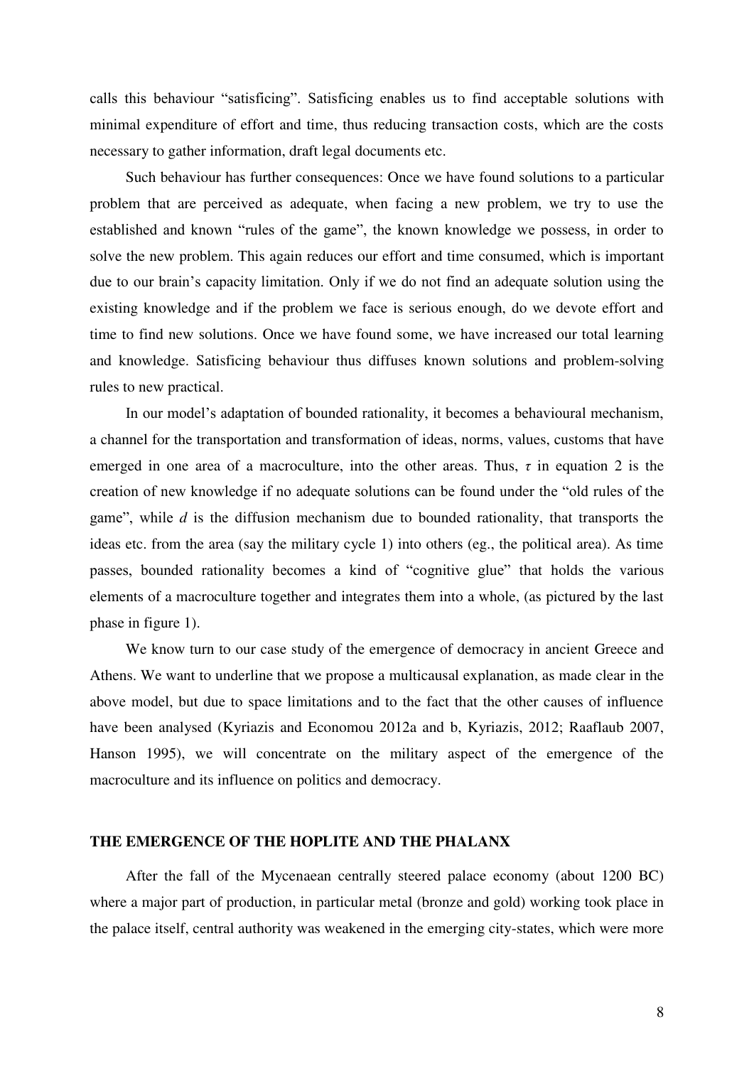calls this behaviour "satisficing". Satisficing enables us to find acceptable solutions with minimal expenditure of effort and time, thus reducing transaction costs, which are the costs necessary to gather information, draft legal documents etc.

Such behaviour has further consequences: Once we have found solutions to a particular problem that are perceived as adequate, when facing a new problem, we try to use the established and known "rules of the game", the known knowledge we possess, in order to solve the new problem. This again reduces our effort and time consumed, which is important due to our brain's capacity limitation. Only if we do not find an adequate solution using the existing knowledge and if the problem we face is serious enough, do we devote effort and time to find new solutions. Once we have found some, we have increased our total learning and knowledge. Satisficing behaviour thus diffuses known solutions and problem-solving rules to new practical.

In our model's adaptation of bounded rationality, it becomes a behavioural mechanism, a channel for the transportation and transformation of ideas, norms, values, customs that have emerged in one area of a macroculture, into the other areas. Thus, $\tau$ in equation 2 is the creation of new knowledge if no adequate solutions can be found under the "old rules of the game", while $d$ is the diffusion mechanism due to bounded rationality, that transports the ideas etc. from the area (say the military cycle 1) into others (eg., the political area). As time passes, bounded rationality becomes a kind of "cognitive glue" that holds the various elements of a macroculture together and integrates them into a whole, (as pictured by the last phase in figure 1).

We know turn to our case study of the emergence of democracy in ancient Greece and Athens. We want to underline that we propose a multicausal explanation, as made clear in the above model, but due to space limitations and to the fact that the other causes of influence have been analysed (Kyriazis and Economou 2012a and b, Kyriazis, 2012; Raaflaub 2007, Hanson 1995), we will concentrate on the military aspect of the emergence of the macroculture and its influence on politics and democracy.

## THE EMERGENCE OF THE HOPLITE AND THE PHALANX

After the fall of the Mycenaean centrally steered palace economy (about 1200 BC) where a major part of production, in particular metal (bronze and gold) working took place in the palace itself, central authority was weakened in the emerging city-states, which were more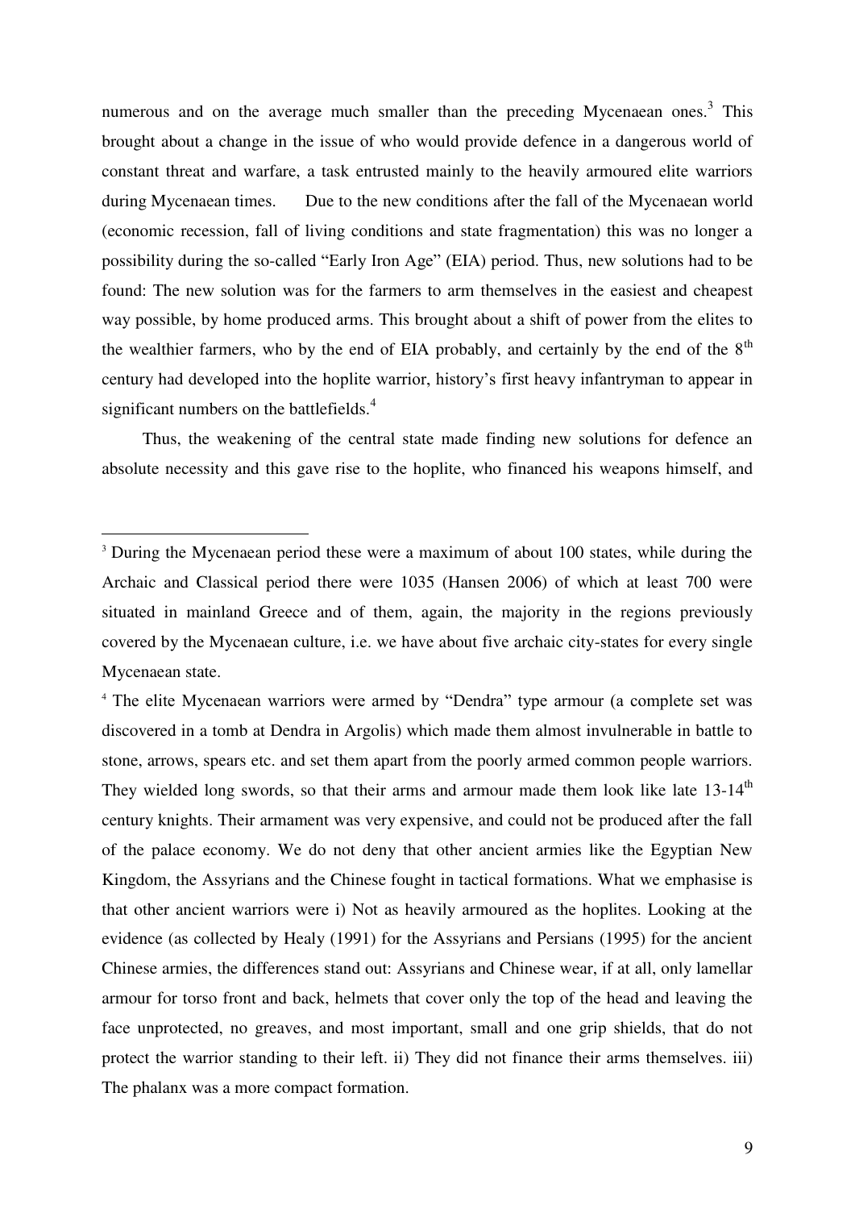numerous and on the average much smaller than the preceding Mycenaean ones.[3] This brought about a change in the issue of who would provide defence in a dangerous world of constant threat and warfare, a task entrusted mainly to the heavily armoured elite warriors during Mycenaean times. Due to the new conditions after the fall of the Mycenaean world (economic recession, fall of living conditions and state fragmentation) this was no longer a possibility during the so-called "Early Iron Age" (EIA) period. Thus, new solutions had to be found: The new solution was for the farmers to arm themselves in the easiest and cheapest way possible, by home produced arms. This brought about a shift of power from the elites to the wealthier farmers, who by the end of EIA probably, and certainly by the end of the 8th century had developed into the hoplite warrior, history's first heavy infantryman to appear in significant numbers on the battlefields.[4]

Thus, the weakening of the central state made finding new solutions for defence an absolute necessity and this gave rise to the hoplite, who financed his weapons himself, and

---

[3] During the Mycenaean period these were a maximum of about 100 states, while during the Archaic and Classical period there were 1035 (Hansen 2006) of which at least 700 were situated in mainland Greece and of them, again, the majority in the regions previously covered by the Mycenaean culture, i.e. we have about five archaic city-states for every single Mycenaean state.

[4] The elite Mycenaean warriors were armed by "Dendra" type armour (a complete set was discovered in a tomb at Dendra in Argolis) which made them almost invulnerable in battle to stone, arrows, spears etc. and set them apart from the poorly armed common people warriors. They wielded long swords, so that their arms and armour made them look like late 13-14th century knights. Their armament was very expensive, and could not be produced after the fall of the palace economy. We do not deny that other ancient armies like the Egyptian New Kingdom, the Assyrians and the Chinese fought in tactical formations. What we emphasise is that other ancient warriors were i) Not as heavily armoured as the hoplites. Looking at the evidence (as collected by Healy (1991) for the Assyrians and Persians (1995) for the ancient Chinese armies, the differences stand out: Assyrians and Chinese wear, if at all, only lamellar armour for torso front and back, helmets that cover only the top of the head and leaving the face unprotected, no greaves, and most important, small and one grip shields, that do not protect the warrior standing to their left. ii) They did not finance their arms themselves. iii) The phalanx was a more compact formation.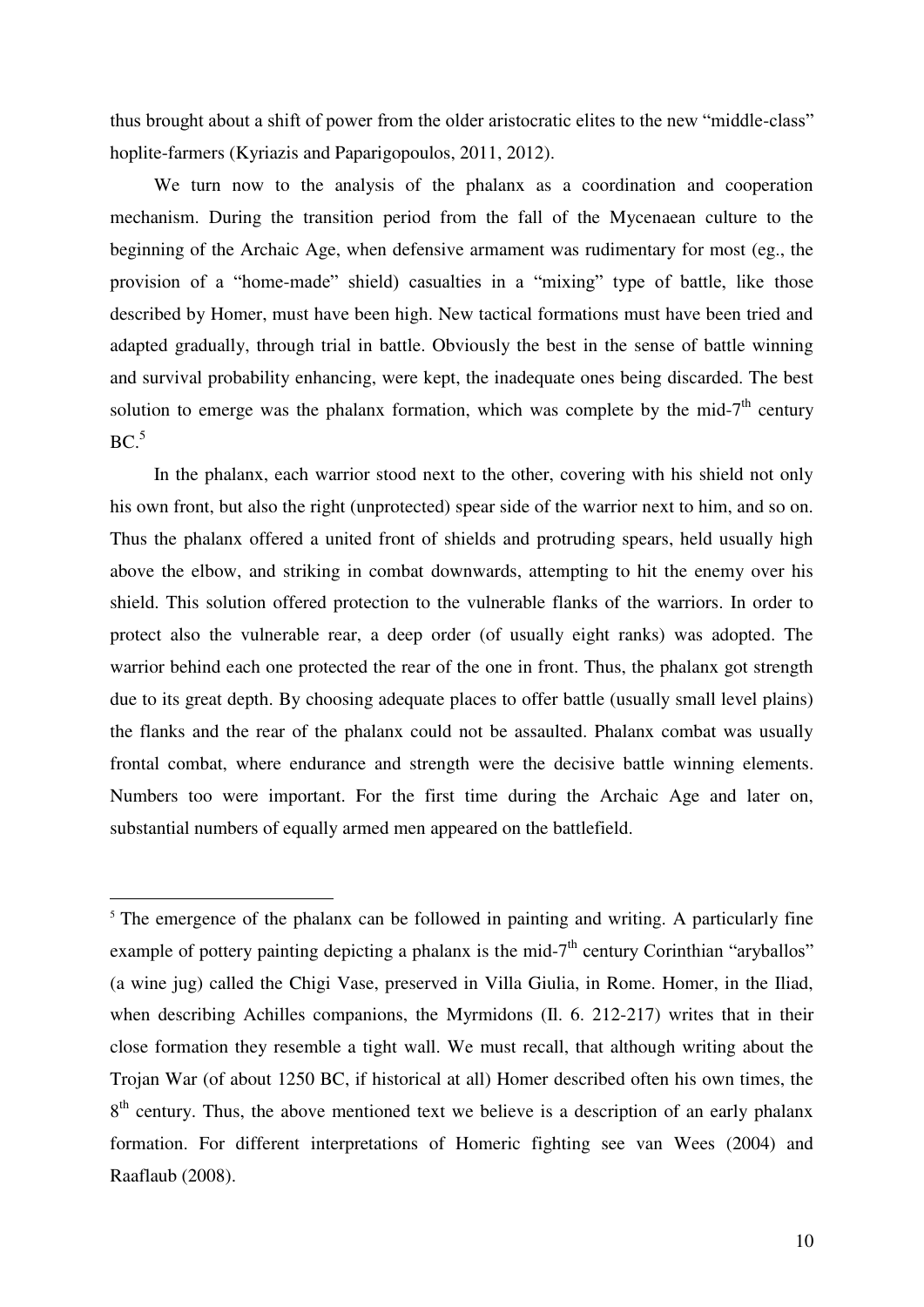thus brought about a shift of power from the older aristocratic elites to the new "middle-class" hoplite-farmers (Kyriazis and Paparigopoulos, 2011, 2012).

We turn now to the analysis of the phalanx as a coordination and cooperation mechanism. During the transition period from the fall of the Mycenaean culture to the beginning of the Archaic Age, when defensive armament was rudimentary for most (eg., the provision of a "home-made" shield) casualties in a "mixing" type of battle, like those described by Homer, must have been high. New tactical formations must have been tried and adapted gradually, through trial in battle. Obviously the best in the sense of battle winning and survival probability enhancing, were kept, the inadequate ones being discarded. The best solution to emerge was the phalanx formation, which was complete by the mid-7th century BC.[5]

In the phalanx, each warrior stood next to the other, covering with his shield not only his own front, but also the right (unprotected) spear side of the warrior next to him, and so on. Thus the phalanx offered a united front of shields and protruding spears, held usually high above the elbow, and striking in combat downwards, attempting to hit the enemy over his shield. This solution offered protection to the vulnerable flanks of the warriors. In order to protect also the vulnerable rear, a deep order (of usually eight ranks) was adopted. The warrior behind each one protected the rear of the one in front. Thus, the phalanx got strength due to its great depth. By choosing adequate places to offer battle (usually small level plains) the flanks and the rear of the phalanx could not be assaulted. Phalanx combat was usually frontal combat, where endurance and strength were the decisive battle winning elements. Numbers too were important. For the first time during the Archaic Age and later on, substantial numbers of equally armed men appeared on the battlefield.

---

[5] The emergence of the phalanx can be followed in painting and writing. A particularly fine example of pottery painting depicting a phalanx is the mid-7th century Corinthian "aryballos" (a wine jug) called the Chigi Vase, preserved in Villa Giulia, in Rome. Homer, in the Iliad, when describing Achilles companions, the Myrmidons (Il. 6. 212-217) writes that in their close formation they resemble a tight wall. We must recall, that although writing about the Trojan War (of about 1250 BC, if historical at all) Homer described often his own times, the 8th century. Thus, the above mentioned text we believe is a description of an early phalanx formation. For different interpretations of Homeric fighting see van Wees (2004) and Raaflaub (2008).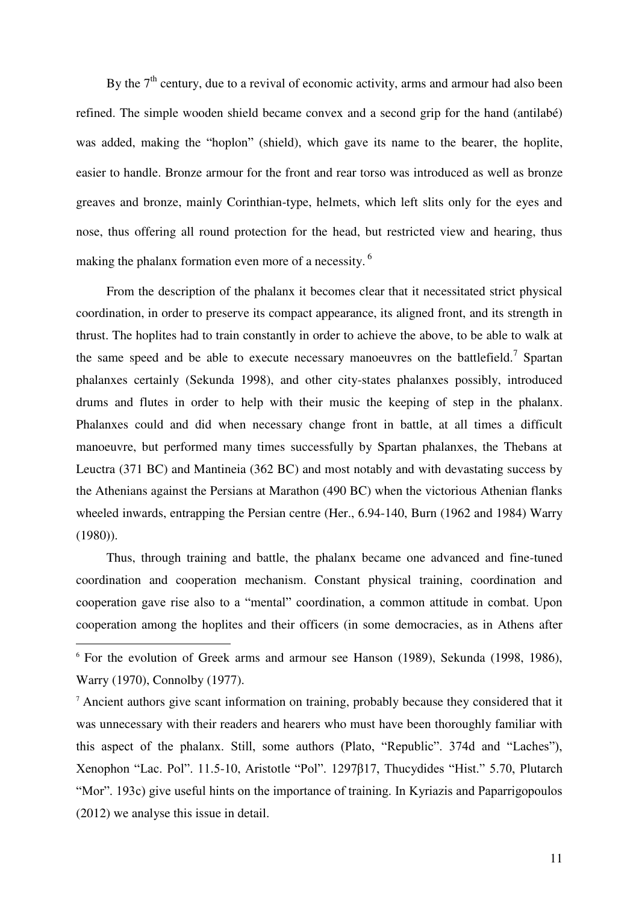By the 7th century, due to a revival of economic activity, arms and armour had also been refined. The simple wooden shield became convex and a second grip for the hand (antilabé) was added, making the "hoplon" (shield), which gave its name to the bearer, the hoplite, easier to handle. Bronze armour for the front and rear torso was introduced as well as bronze greaves and bronze, mainly Corinthian-type, helmets, which left slits only for the eyes and nose, thus offering all round protection for the head, but restricted view and hearing, thus making the phalanx formation even more of a necessity. [6]

From the description of the phalanx it becomes clear that it necessitated strict physical coordination, in order to preserve its compact appearance, its aligned front, and its strength in thrust. The hoplites had to train constantly in order to achieve the above, to be able to walk at the same speed and be able to execute necessary manoeuvres on the battlefield.[7] Spartan phalanxes certainly (Sekunda 1998), and other city-states phalanxes possibly, introduced drums and flutes in order to help with their music the keeping of step in the phalanx. Phalanxes could and did when necessary change front in battle, at all times a difficult manoeuvre, but performed many times successfully by Spartan phalanxes, the Thebans at Leuctra (371 BC) and Mantineia (362 BC) and most notably and with devastating success by the Athenians against the Persians at Marathon (490 BC) when the victorious Athenian flanks wheeled inwards, entrapping the Persian centre (Her., 6.94-140, Burn (1962 and 1984) Warry (1980)).

Thus, through training and battle, the phalanx became one advanced and fine-tuned coordination and cooperation mechanism. Constant physical training, coordination and cooperation gave rise also to a "mental" coordination, a common attitude in combat. Upon cooperation among the hoplites and their officers (in some democracies, as in Athens after

---

[6] For the evolution of Greek arms and armour see Hanson (1989), Sekunda (1998, 1986), Warry (1970), Connolby (1977).

[7] Ancient authors give scant information on training, probably because they considered that it was unnecessary with their readers and hearers who must have been thoroughly familiar with this aspect of the phalanx. Still, some authors (Plato, "Republic". 374d and "Laches"), Xenophon "Lac. Pol". 11.5-10, Aristotle "Pol". 1297β17, Thucydides "Hist." 5.70, Plutarch "Mor". 193c) give useful hints on the importance of training. In Kyriazis and Paparrigopoulos (2012) we analyse this issue in detail.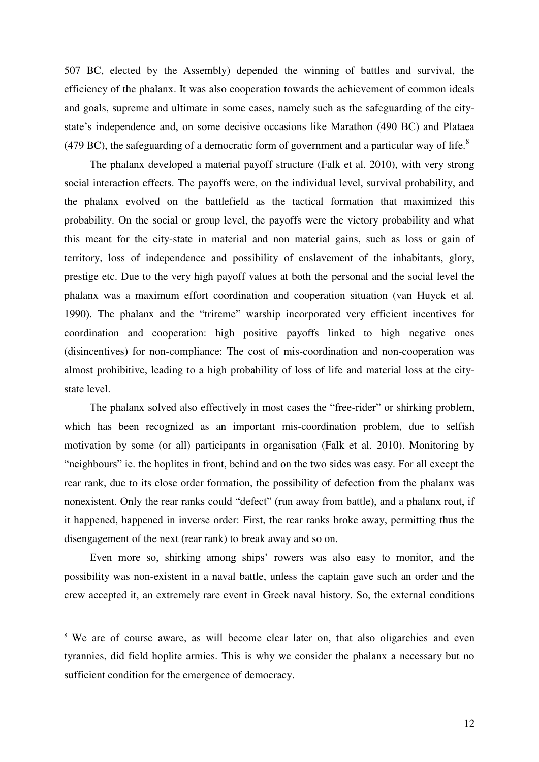507 BC, elected by the Assembly) depended the winning of battles and survival, the efficiency of the phalanx. It was also cooperation towards the achievement of common ideals and goals, supreme and ultimate in some cases, namely such as the safeguarding of the city-state's independence and, on some decisive occasions like Marathon (490 BC) and Plataea (479 BC), the safeguarding of a democratic form of government and a particular way of life.[8]

The phalanx developed a material payoff structure (Falk et al. 2010), with very strong social interaction effects. The payoffs were, on the individual level, survival probability, and the phalanx evolved on the battlefield as the tactical formation that maximized this probability. On the social or group level, the payoffs were the victory probability and what this meant for the city-state in material and non material gains, such as loss or gain of territory, loss of independence and possibility of enslavement of the inhabitants, glory, prestige etc. Due to the very high payoff values at both the personal and the social level the phalanx was a maximum effort coordination and cooperation situation (van Huyck et al. 1990). The phalanx and the "trireme" warship incorporated very efficient incentives for coordination and cooperation: high positive payoffs linked to high negative ones (disincentives) for non-compliance: The cost of mis-coordination and non-cooperation was almost prohibitive, leading to a high probability of loss of life and material loss at the city-state level.

The phalanx solved also effectively in most cases the "free-rider" or shirking problem, which has been recognized as an important mis-coordination problem, due to selfish motivation by some (or all) participants in organisation (Falk et al. 2010). Monitoring by "neighbours" ie. the hoplites in front, behind and on the two sides was easy. For all except the rear rank, due to its close order formation, the possibility of defection from the phalanx was nonexistent. Only the rear ranks could "defect" (run away from battle), and a phalanx rout, if it happened, happened in inverse order: First, the rear ranks broke away, permitting thus the disengagement of the next (rear rank) to break away and so on.

Even more so, shirking among ships' rowers was also easy to monitor, and the possibility was non-existent in a naval battle, unless the captain gave such an order and the crew accepted it, an extremely rare event in Greek naval history. So, the external conditions

[8] We are of course aware, as will become clear later on, that also oligarchies and even tyrannies, did field hoplite armies. This is why we consider the phalanx a necessary but no sufficient condition for the emergence of democracy.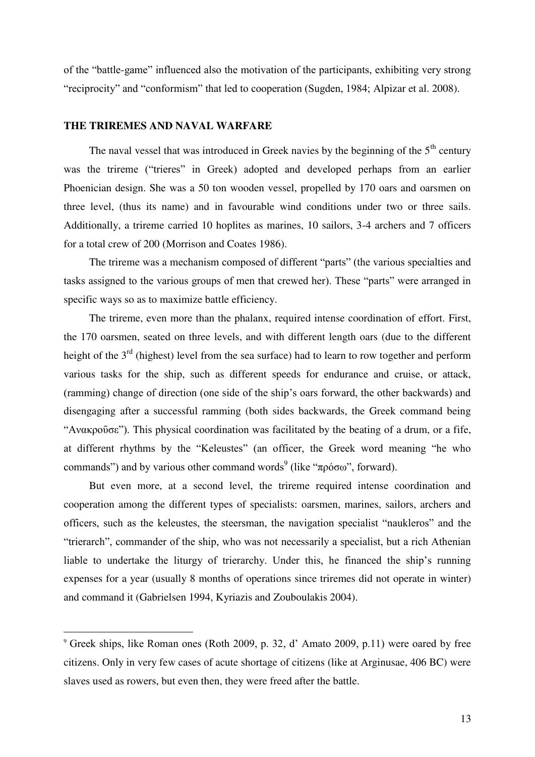of the "battle-game" influenced also the motivation of the participants, exhibiting very strong "reciprocity" and "conformism" that led to cooperation (Sugden, 1984; Alpizar et al. 2008).

## THE TRIREMES AND NAVAL WARFARE

The naval vessel that was introduced in Greek navies by the beginning of the 5th century was the trireme ("trieres" in Greek) adopted and developed perhaps from an earlier Phoenician design. She was a 50 ton wooden vessel, propelled by 170 oars and oarsmen on three level, (thus its name) and in favourable wind conditions under two or three sails. Additionally, a trireme carried 10 hoplites as marines, 10 sailors, 3-4 archers and 7 officers for a total crew of 200 (Morrison and Coates 1986).

The trireme was a mechanism composed of different "parts" (the various specialties and tasks assigned to the various groups of men that crewed her). These "parts" were arranged in specific ways so as to maximize battle efficiency.

The trireme, even more than the phalanx, required intense coordination of effort. First, the 170 oarsmen, seated on three levels, and with different length oars (due to the different height of the 3rd (highest) level from the sea surface) had to learn to row together and perform various tasks for the ship, such as different speeds for endurance and cruise, or attack, (ramming) change of direction (one side of the ship's oars forward, the other backwards) and disengaging after a successful ramming (both sides backwards, the Greek command being "Ανακροῦσε"). This physical coordination was facilitated by the beating of a drum, or a fife, at different rhythms by the "Keleustes" (an officer, the Greek word meaning "he who commands") and by various other command words[9] (like "πρόσω", forward).

But even more, at a second level, the trireme required intense coordination and cooperation among the different types of specialists: oarsmen, marines, sailors, archers and officers, such as the keleustes, the steersman, the navigation specialist "naukleros" and the "trierarch", commander of the ship, who was not necessarily a specialist, but a rich Athenian liable to undertake the liturgy of trierarchy. Under this, he financed the ship's running expenses for a year (usually 8 months of operations since triremes did not operate in winter) and command it (Gabrielsen 1994, Kyriazis and Zouboulakis 2004).

---

[9] Greek ships, like Roman ones (Roth 2009, p. 32, d' Amato 2009, p.11) were oared by free citizens. Only in very few cases of acute shortage of citizens (like at Arginusae, 406 BC) were slaves used as rowers, but even then, they were freed after the battle.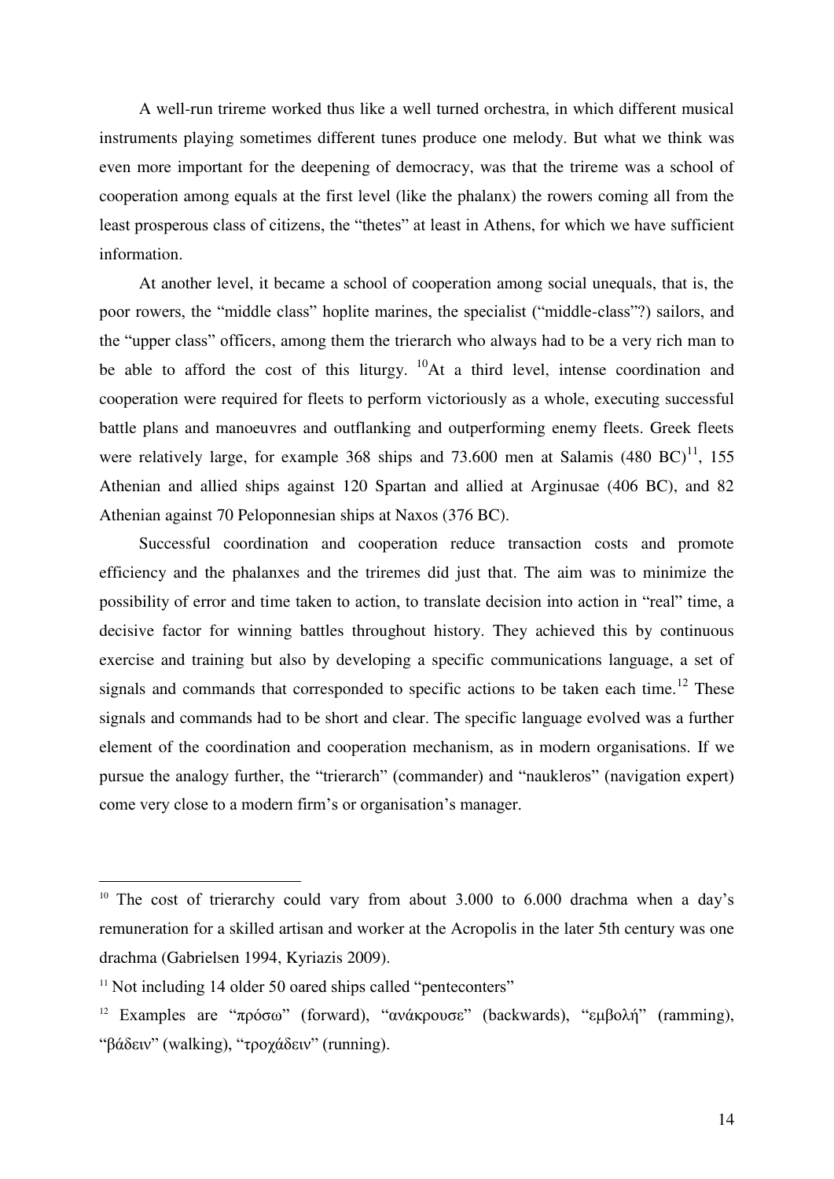A well-run trireme worked thus like a well turned orchestra, in which different musical instruments playing sometimes different tunes produce one melody. But what we think was even more important for the deepening of democracy, was that the trireme was a school of cooperation among equals at the first level (like the phalanx) the rowers coming all from the least prosperous class of citizens, the "thetes" at least in Athens, for which we have sufficient information.

At another level, it became a school of cooperation among social unequals, that is, the poor rowers, the "middle class" hoplite marines, the specialist ("middle-class"?) sailors, and the "upper class" officers, among them the trierarch who always had to be a very rich man to be able to afford the cost of this liturgy. [10]At a third level, intense coordination and cooperation were required for fleets to perform victoriously as a whole, executing successful battle plans and manoeuvres and outflanking and outperforming enemy fleets. Greek fleets were relatively large, for example 368 ships and 73.600 men at Salamis (480 BC)[11], 155 Athenian and allied ships against 120 Spartan and allied at Arginusae (406 BC), and 82 Athenian against 70 Peloponnesian ships at Naxos (376 BC).

Successful coordination and cooperation reduce transaction costs and promote efficiency and the phalanxes and the triremes did just that. The aim was to minimize the possibility of error and time taken to action, to translate decision into action in "real" time, a decisive factor for winning battles throughout history. They achieved this by continuous exercise and training but also by developing a specific communications language, a set of signals and commands that corresponded to specific actions to be taken each time.[12] These signals and commands had to be short and clear. The specific language evolved was a further element of the coordination and cooperation mechanism, as in modern organisations. If we pursue the analogy further, the "trierarch" (commander) and "naukleros" (navigation expert) come very close to a modern firm's or organisation's manager.

---

[10] The cost of trierarchy could vary from about 3.000 to 6.000 drachma when a day's remuneration for a skilled artisan and worker at the Acropolis in the later 5th century was one drachma (Gabrielsen 1994, Kyriazis 2009).

[11] Not including 14 older 50 oared ships called "penteconters"

[12] Examples are "πρόσω" (forward), "ανάκρουσε" (backwards), "εμβολή" (ramming), "βάδειν" (walking), "τροχάδειν" (running).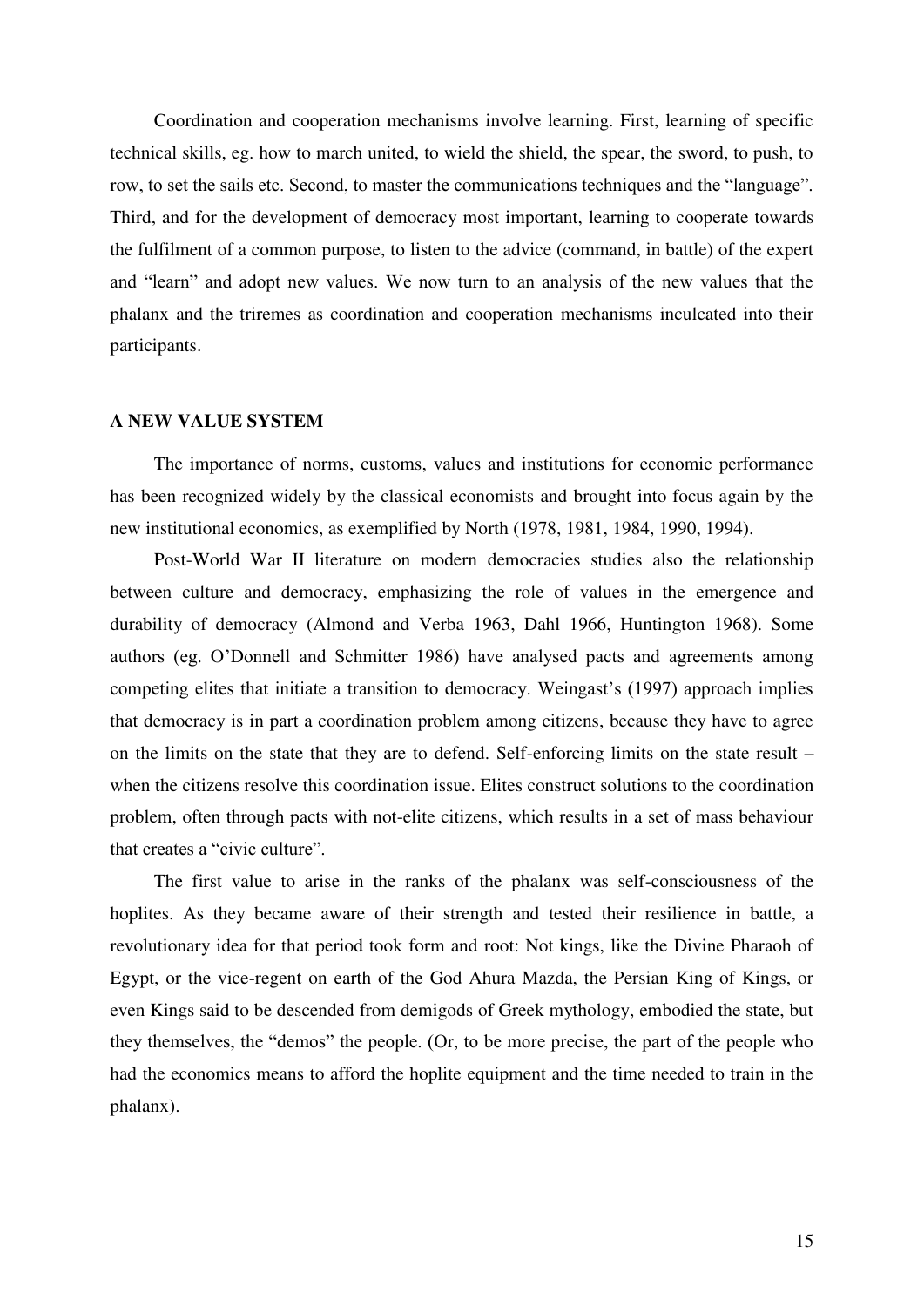Coordination and cooperation mechanisms involve learning. First, learning of specific technical skills, eg. how to march united, to wield the shield, the spear, the sword, to push, to row, to set the sails etc. Second, to master the communications techniques and the "language". Third, and for the development of democracy most important, learning to cooperate towards the fulfilment of a common purpose, to listen to the advice (command, in battle) of the expert and "learn" and adopt new values. We now turn to an analysis of the new values that the phalanx and the triremes as coordination and cooperation mechanisms inculcated into their participants.

## A NEW VALUE SYSTEM

The importance of norms, customs, values and institutions for economic performance has been recognized widely by the classical economists and brought into focus again by the new institutional economics, as exemplified by North (1978, 1981, 1984, 1990, 1994).

Post-World War II literature on modern democracies studies also the relationship between culture and democracy, emphasizing the role of values in the emergence and durability of democracy (Almond and Verba 1963, Dahl 1966, Huntington 1968). Some authors (eg. O'Donnell and Schmitter 1986) have analysed pacts and agreements among competing elites that initiate a transition to democracy. Weingast's (1997) approach implies that democracy is in part a coordination problem among citizens, because they have to agree on the limits on the state that they are to defend. Self-enforcing limits on the state result – when the citizens resolve this coordination issue. Elites construct solutions to the coordination problem, often through pacts with not-elite citizens, which results in a set of mass behaviour that creates a "civic culture".

The first value to arise in the ranks of the phalanx was self-consciousness of the hoplites. As they became aware of their strength and tested their resilience in battle, a revolutionary idea for that period took form and root: Not kings, like the Divine Pharaoh of Egypt, or the vice-regent on earth of the God Ahura Mazda, the Persian King of Kings, or even Kings said to be descended from demigods of Greek mythology, embodied the state, but they themselves, the "demos" the people. (Or, to be more precise, the part of the people who had the economics means to afford the hoplite equipment and the time needed to train in the phalanx).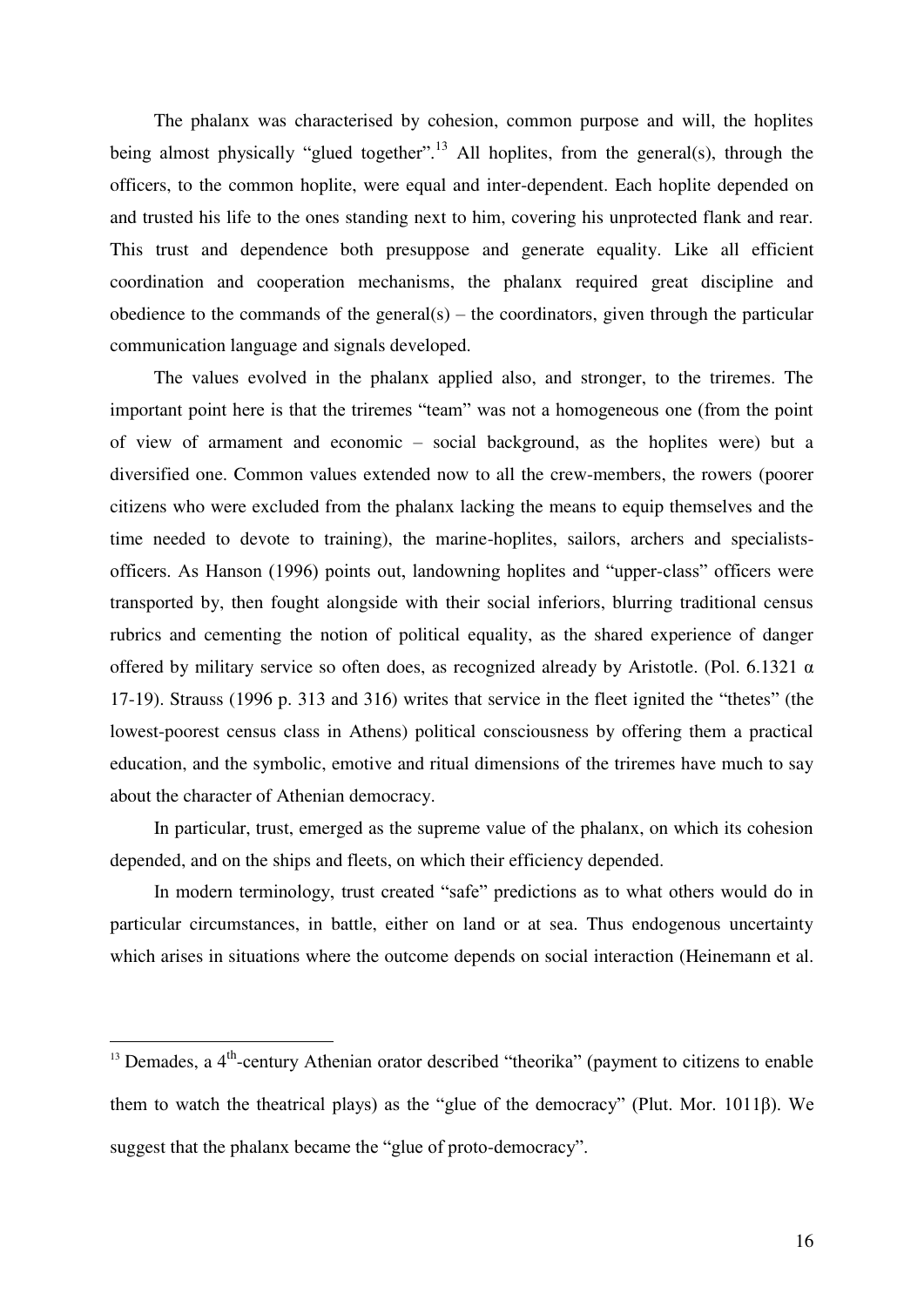The phalanx was characterised by cohesion, common purpose and will, the hoplites being almost physically "glued together".[13] All hoplites, from the general(s), through the officers, to the common hoplite, were equal and inter-dependent. Each hoplite depended on and trusted his life to the ones standing next to him, covering his unprotected flank and rear. This trust and dependence both presuppose and generate equality. Like all efficient coordination and cooperation mechanisms, the phalanx required great discipline and obedience to the commands of the general(s) – the coordinators, given through the particular communication language and signals developed.

The values evolved in the phalanx applied also, and stronger, to the triremes. The important point here is that the triremes "team" was not a homogeneous one (from the point of view of armament and economic – social background, as the hoplites were) but a diversified one. Common values extended now to all the crew-members, the rowers (poorer citizens who were excluded from the phalanx lacking the means to equip themselves and the time needed to devote to training), the marine-hoplites, sailors, archers and specialists-officers. As Hanson (1996) points out, landowning hoplites and "upper-class" officers were transported by, then fought alongside with their social inferiors, blurring traditional census rubrics and cementing the notion of political equality, as the shared experience of danger offered by military service so often does, as recognized already by Aristotle. (Pol. 6.1321 α 17-19). Strauss (1996 p. 313 and 316) writes that service in the fleet ignited the "thetes" (the lowest-poorest census class in Athens) political consciousness by offering them a practical education, and the symbolic, emotive and ritual dimensions of the triremes have much to say about the character of Athenian democracy.

In particular, trust, emerged as the supreme value of the phalanx, on which its cohesion depended, and on the ships and fleets, on which their efficiency depended.

In modern terminology, trust created "safe" predictions as to what others would do in particular circumstances, in battle, either on land or at sea. Thus endogenous uncertainty which arises in situations where the outcome depends on social interaction (Heinemann et al.

---

[13] Demades, a 4th-century Athenian orator described "theorika" (payment to citizens to enable them to watch the theatrical plays) as the "glue of the democracy" (Plut. Mor. 1011β). We suggest that the phalanx became the "glue of proto-democracy".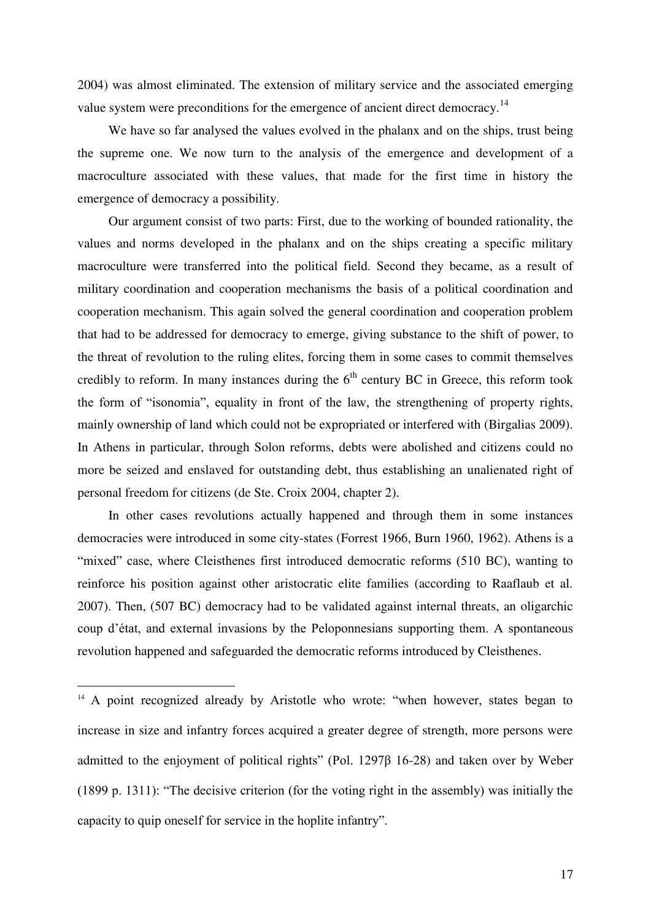2004) was almost eliminated. The extension of military service and the associated emerging value system were preconditions for the emergence of ancient direct democracy.[14]

We have so far analysed the values evolved in the phalanx and on the ships, trust being the supreme one. We now turn to the analysis of the emergence and development of a macroculture associated with these values, that made for the first time in history the emergence of democracy a possibility.

Our argument consist of two parts: First, due to the working of bounded rationality, the values and norms developed in the phalanx and on the ships creating a specific military macroculture were transferred into the political field. Second they became, as a result of military coordination and cooperation mechanisms the basis of a political coordination and cooperation mechanism. This again solved the general coordination and cooperation problem that had to be addressed for democracy to emerge, giving substance to the shift of power, to the threat of revolution to the ruling elites, forcing them in some cases to commit themselves credibly to reform. In many instances during the 6th century BC in Greece, this reform took the form of "isonomia", equality in front of the law, the strengthening of property rights, mainly ownership of land which could not be expropriated or interfered with (Birgalias 2009). In Athens in particular, through Solon reforms, debts were abolished and citizens could no more be seized and enslaved for outstanding debt, thus establishing an unalienated right of personal freedom for citizens (de Ste. Croix 2004, chapter 2).

In other cases revolutions actually happened and through them in some instances democracies were introduced in some city-states (Forrest 1966, Burn 1960, 1962). Athens is a "mixed" case, where Cleisthenes first introduced democratic reforms (510 BC), wanting to reinforce his position against other aristocratic elite families (according to Raaflaub et al. 2007). Then, (507 BC) democracy had to be validated against internal threats, an oligarchic coup d'état, and external invasions by the Peloponnesians supporting them. A spontaneous revolution happened and safeguarded the democratic reforms introduced by Cleisthenes.

---

[14] A point recognized already by Aristotle who wrote: "when however, states began to increase in size and infantry forces acquired a greater degree of strength, more persons were admitted to the enjoyment of political rights" (Pol. 1297β 16-28) and taken over by Weber (1899 p. 1311): "The decisive criterion (for the voting right in the assembly) was initially the capacity to quip oneself for service in the hoplite infantry".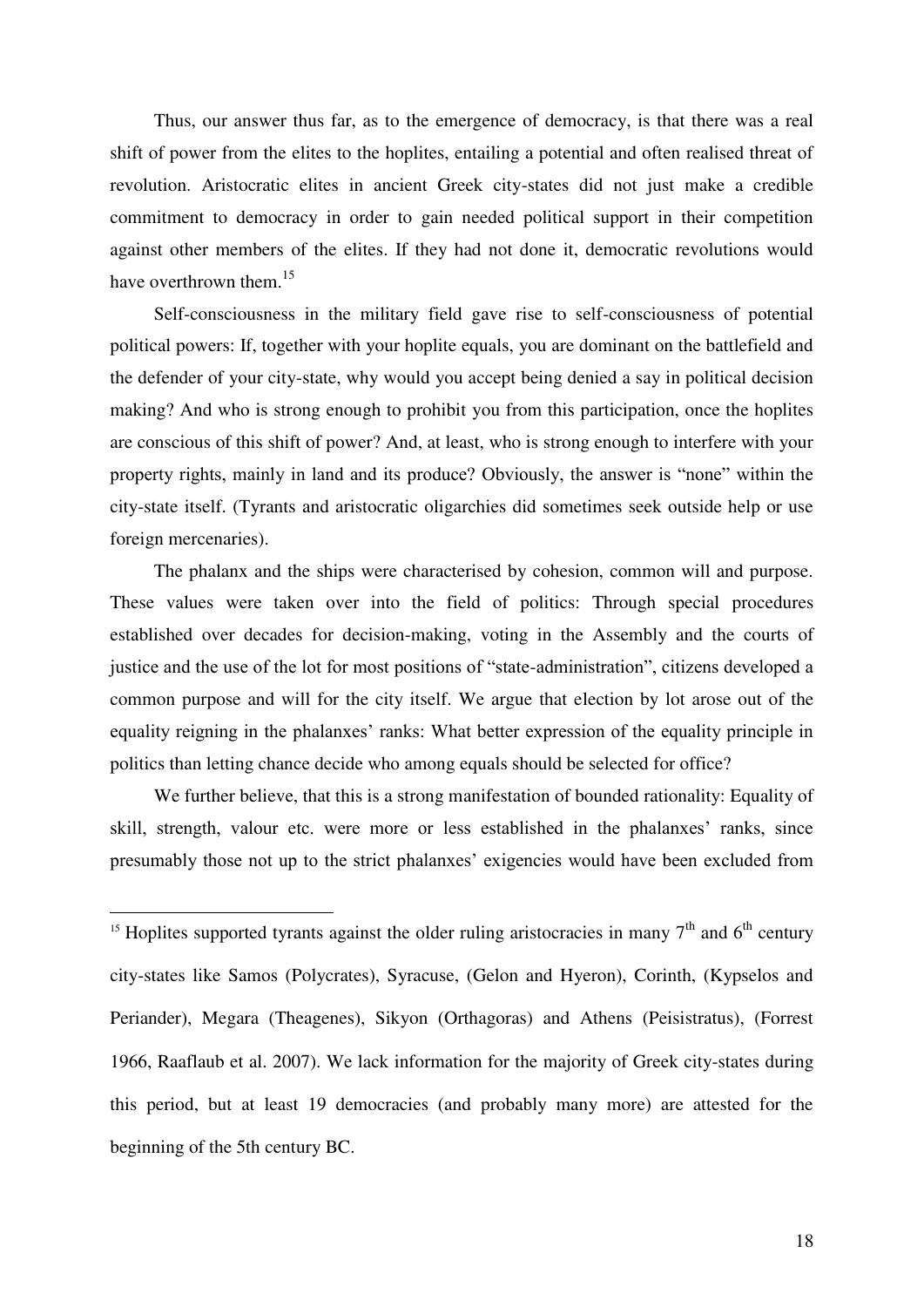Thus, our answer thus far, as to the emergence of democracy, is that there was a real shift of power from the elites to the hoplites, entailing a potential and often realised threat of revolution. Aristocratic elites in ancient Greek city-states did not just make a credible commitment to democracy in order to gain needed political support in their competition against other members of the elites. If they had not done it, democratic revolutions would have overthrown them.[15]

Self-consciousness in the military field gave rise to self-consciousness of potential political powers: If, together with your hoplite equals, you are dominant on the battlefield and the defender of your city-state, why would you accept being denied a say in political decision making? And who is strong enough to prohibit you from this participation, once the hoplites are conscious of this shift of power? And, at least, who is strong enough to interfere with your property rights, mainly in land and its produce? Obviously, the answer is "none" within the city-state itself. (Tyrants and aristocratic oligarchies did sometimes seek outside help or use foreign mercenaries).

The phalanx and the ships were characterised by cohesion, common will and purpose. These values were taken over into the field of politics: Through special procedures established over decades for decision-making, voting in the Assembly and the courts of justice and the use of the lot for most positions of "state-administration", citizens developed a common purpose and will for the city itself. We argue that election by lot arose out of the equality reigning in the phalanxes' ranks: What better expression of the equality principle in politics than letting chance decide who among equals should be selected for office?

We further believe, that this is a strong manifestation of bounded rationality: Equality of skill, strength, valour etc. were more or less established in the phalanxes' ranks, since presumably those not up to the strict phalanxes' exigencies would have been excluded from

---

[15] Hoplites supported tyrants against the older ruling aristocracies in many 7th and 6th century city-states like Samos (Polycrates), Syracuse, (Gelon and Hyeron), Corinth, (Kypselos and Periander), Megara (Theagenes), Sikyon (Orthagoras) and Athens (Peisistratus), (Forrest 1966, Raaflaub et al. 2007). We lack information for the majority of Greek city-states during this period, but at least 19 democracies (and probably many more) are attested for the beginning of the 5th century BC.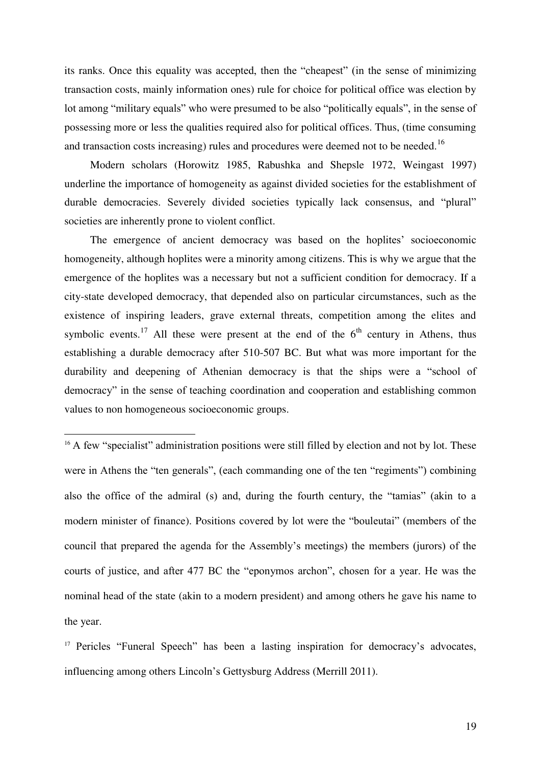its ranks. Once this equality was accepted, then the "cheapest" (in the sense of minimizing transaction costs, mainly information ones) rule for choice for political office was election by lot among "military equals" who were presumed to be also "politically equals", in the sense of possessing more or less the qualities required also for political offices. Thus, (time consuming and transaction costs increasing) rules and procedures were deemed not to be needed.[16]

Modern scholars (Horowitz 1985, Rabushka and Shepsle 1972, Weingast 1997) underline the importance of homogeneity as against divided societies for the establishment of durable democracies. Severely divided societies typically lack consensus, and "plural" societies are inherently prone to violent conflict.

The emergence of ancient democracy was based on the hoplites' socioeconomic homogeneity, although hoplites were a minority among citizens. This is why we argue that the emergence of the hoplites was a necessary but not a sufficient condition for democracy. If a city-state developed democracy, that depended also on particular circumstances, such as the existence of inspiring leaders, grave external threats, competition among the elites and symbolic events.[17] All these were present at the end of the 6th century in Athens, thus establishing a durable democracy after 510-507 BC. But what was more important for the durability and deepening of Athenian democracy is that the ships were a "school of democracy" in the sense of teaching coordination and cooperation and establishing common values to non homogeneous socioeconomic groups.

[16] A few "specialist" administration positions were still filled by election and not by lot. These were in Athens the "ten generals", (each commanding one of the ten "regiments") combining also the office of the admiral (s) and, during the fourth century, the "tamias" (akin to a modern minister of finance). Positions covered by lot were the "bouleutai" (members of the council that prepared the agenda for the Assembly's meetings) the members (jurors) of the courts of justice, and after 477 BC the "eponymos archon", chosen for a year. He was the nominal head of the state (akin to a modern president) and among others he gave his name to the year.

[17] Pericles "Funeral Speech" has been a lasting inspiration for democracy's advocates, influencing among others Lincoln's Gettysburg Address (Merrill 2011).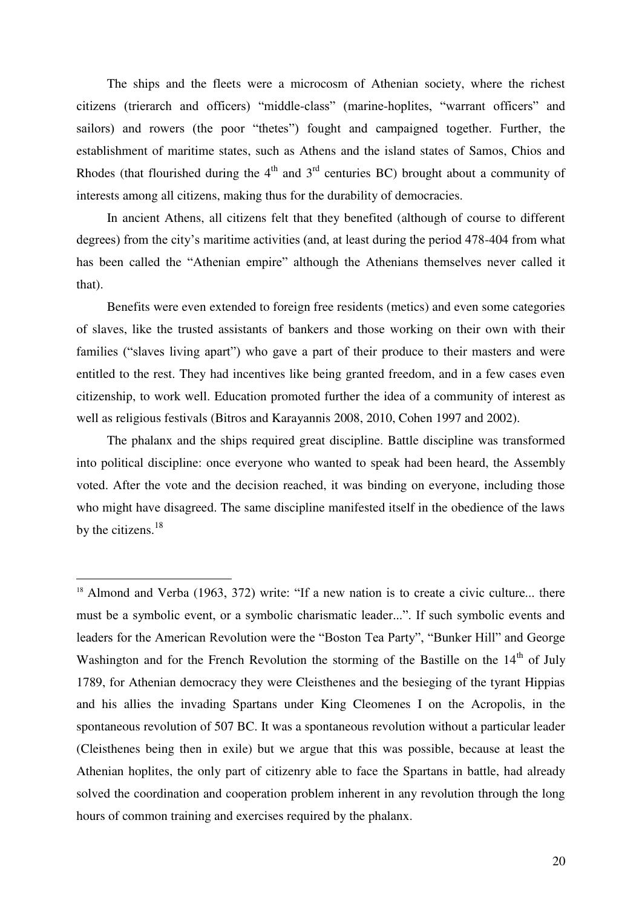The ships and the fleets were a microcosm of Athenian society, where the richest citizens (trierarch and officers) "middle-class" (marine-hoplites, "warrant officers" and sailors) and rowers (the poor "thetes") fought and campaigned together. Further, the establishment of maritime states, such as Athens and the island states of Samos, Chios and Rhodes (that flourished during the 4th and 3rd centuries BC) brought about a community of interests among all citizens, making thus for the durability of democracies.

In ancient Athens, all citizens felt that they benefited (although of course to different degrees) from the city's maritime activities (and, at least during the period 478-404 from what has been called the "Athenian empire" although the Athenians themselves never called it that).

Benefits were even extended to foreign free residents (metics) and even some categories of slaves, like the trusted assistants of bankers and those working on their own with their families ("slaves living apart") who gave a part of their produce to their masters and were entitled to the rest. They had incentives like being granted freedom, and in a few cases even citizenship, to work well. Education promoted further the idea of a community of interest as well as religious festivals (Bitros and Karayannis 2008, 2010, Cohen 1997 and 2002).

The phalanx and the ships required great discipline. Battle discipline was transformed into political discipline: once everyone who wanted to speak had been heard, the Assembly voted. After the vote and the decision reached, it was binding on everyone, including those who might have disagreed. The same discipline manifested itself in the obedience of the laws by the citizens.[18]

---

[18] Almond and Verba (1963, 372) write: "If a new nation is to create a civic culture... there must be a symbolic event, or a symbolic charismatic leader...". If such symbolic events and leaders for the American Revolution were the "Boston Tea Party", "Bunker Hill" and George Washington and for the French Revolution the storming of the Bastille on the 14th of July 1789, for Athenian democracy they were Cleisthenes and the besieging of the tyrant Hippias and his allies the invading Spartans under King Cleomenes I on the Acropolis, in the spontaneous revolution of 507 BC. It was a spontaneous revolution without a particular leader (Cleisthenes being then in exile) but we argue that this was possible, because at least the Athenian hoplites, the only part of citizenry able to face the Spartans in battle, had already solved the coordination and cooperation problem inherent in any revolution through the long hours of common training and exercises required by the phalanx.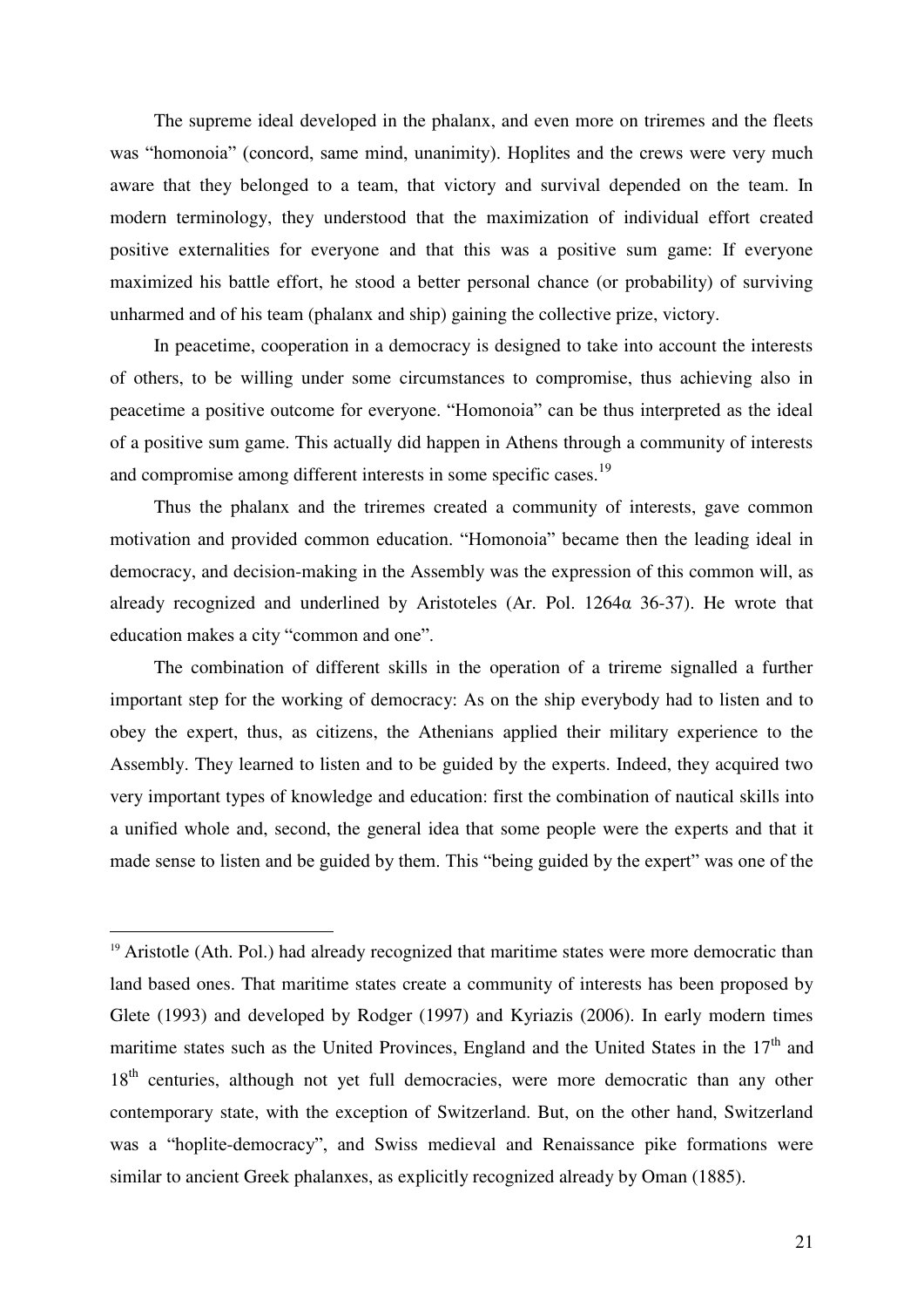The supreme ideal developed in the phalanx, and even more on triremes and the fleets was "homonoia" (concord, same mind, unanimity). Hoplites and the crews were very much aware that they belonged to a team, that victory and survival depended on the team. In modern terminology, they understood that the maximization of individual effort created positive externalities for everyone and that this was a positive sum game: If everyone maximized his battle effort, he stood a better personal chance (or probability) of surviving unharmed and of his team (phalanx and ship) gaining the collective prize, victory.

In peacetime, cooperation in a democracy is designed to take into account the interests of others, to be willing under some circumstances to compromise, thus achieving also in peacetime a positive outcome for everyone. "Homonoia" can be thus interpreted as the ideal of a positive sum game. This actually did happen in Athens through a community of interests and compromise among different interests in some specific cases.[19]

Thus the phalanx and the triremes created a community of interests, gave common motivation and provided common education. "Homonoia" became then the leading ideal in democracy, and decision-making in the Assembly was the expression of this common will, as already recognized and underlined by Aristoteles (Ar. Pol. 1264α 36-37). He wrote that education makes a city "common and one".

The combination of different skills in the operation of a trireme signalled a further important step for the working of democracy: As on the ship everybody had to listen and to obey the expert, thus, as citizens, the Athenians applied their military experience to the Assembly. They learned to listen and to be guided by the experts. Indeed, they acquired two very important types of knowledge and education: first the combination of nautical skills into a unified whole and, second, the general idea that some people were the experts and that it made sense to listen and be guided by them. This "being guided by the expert" was one of the

---

[19] Aristotle (Ath. Pol.) had already recognized that maritime states were more democratic than land based ones. That maritime states create a community of interests has been proposed by Glete (1993) and developed by Rodger (1997) and Kyriazis (2006). In early modern times maritime states such as the United Provinces, England and the United States in the 17th and 18th centuries, although not yet full democracies, were more democratic than any other contemporary state, with the exception of Switzerland. But, on the other hand, Switzerland was a "hoplite-democracy", and Swiss medieval and Renaissance pike formations were similar to ancient Greek phalanxes, as explicitly recognized already by Oman (1885).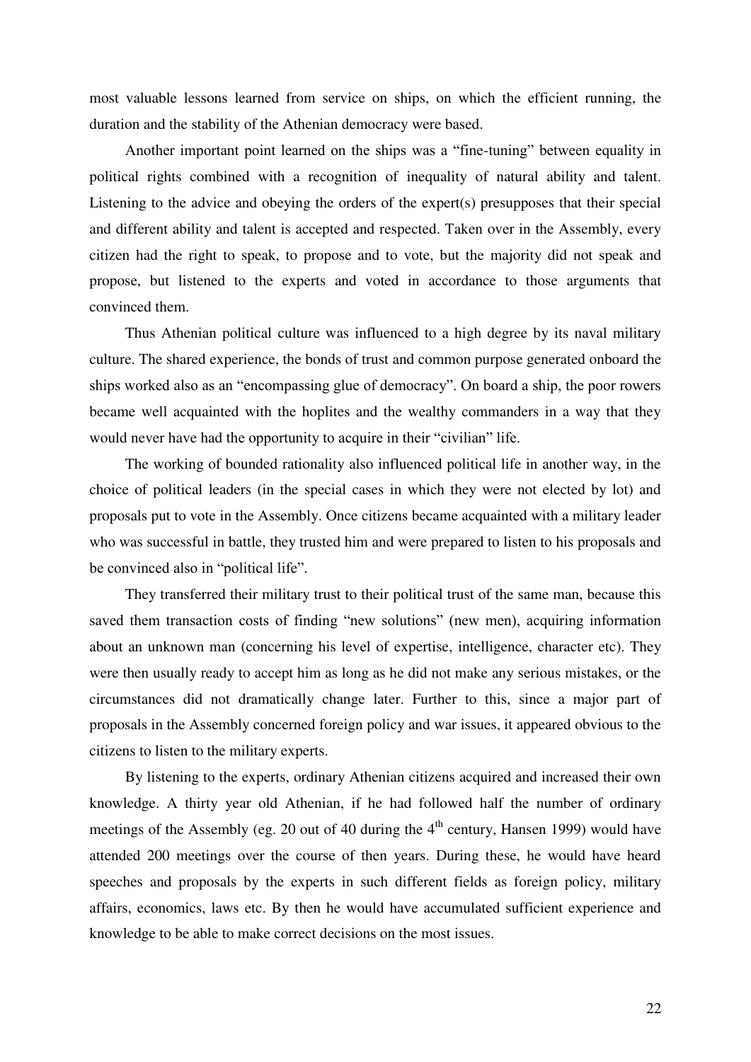most valuable lessons learned from service on ships, on which the efficient running, the duration and the stability of the Athenian democracy were based.

Another important point learned on the ships was a "fine-tuning" between equality in political rights combined with a recognition of inequality of natural ability and talent. Listening to the advice and obeying the orders of the expert(s) presupposes that their special and different ability and talent is accepted and respected. Taken over in the Assembly, every citizen had the right to speak, to propose and to vote, but the majority did not speak and propose, but listened to the experts and voted in accordance to those arguments that convinced them.

Thus Athenian political culture was influenced to a high degree by its naval military culture. The shared experience, the bonds of trust and common purpose generated onboard the ships worked also as an "encompassing glue of democracy". On board a ship, the poor rowers became well acquainted with the hoplites and the wealthy commanders in a way that they would never have had the opportunity to acquire in their "civilian" life.

The working of bounded rationality also influenced political life in another way, in the choice of political leaders (in the special cases in which they were not elected by lot) and proposals put to vote in the Assembly. Once citizens became acquainted with a military leader who was successful in battle, they trusted him and were prepared to listen to his proposals and be convinced also in "political life".

They transferred their military trust to their political trust of the same man, because this saved them transaction costs of finding "new solutions" (new men), acquiring information about an unknown man (concerning his level of expertise, intelligence, character etc). They were then usually ready to accept him as long as he did not make any serious mistakes, or the circumstances did not dramatically change later. Further to this, since a major part of proposals in the Assembly concerned foreign policy and war issues, it appeared obvious to the citizens to listen to the military experts.

By listening to the experts, ordinary Athenian citizens acquired and increased their own knowledge. A thirty year old Athenian, if he had followed half the number of ordinary meetings of the Assembly (eg. 20 out of 40 during the 4th century, Hansen 1999) would have attended 200 meetings over the course of then years. During these, he would have heard speeches and proposals by the experts in such different fields as foreign policy, military affairs, economics, laws etc. By then he would have accumulated sufficient experience and knowledge to be able to make correct decisions on the most issues.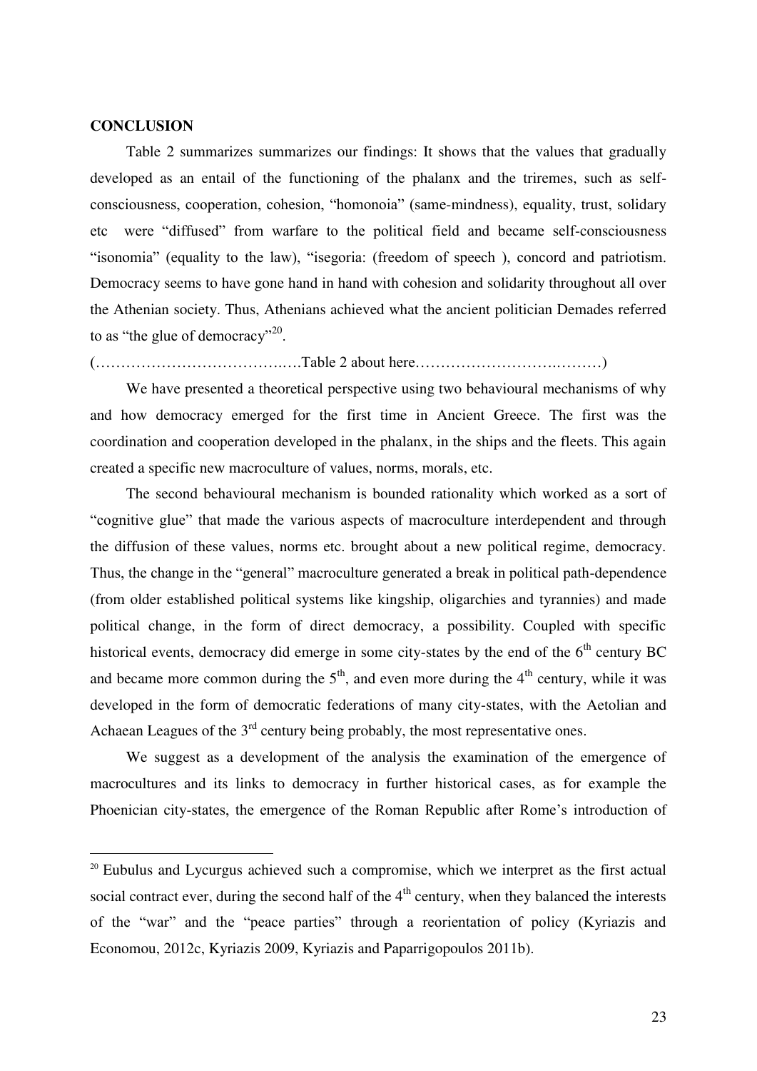**CONCLUSION**

Table 2 summarizes summarizes our findings: It shows that the values that gradually developed as an entail of the functioning of the phalanx and the triremes, such as self-consciousness, cooperation, cohesion, "homonoia" (same-mindness), equality, trust, solidary etc were "diffused" from warfare to the political field and became self-consciousness "isonomia" (equality to the law), "isegoria: (freedom of speech ), concord and patriotism. Democracy seems to have gone hand in hand with cohesion and solidarity throughout all over the Athenian society. Thus, Athenians achieved what the ancient politician Demades referred to as "the glue of democracy"[20].

(……………………………….….Table 2 about here……………………….………)

We have presented a theoretical perspective using two behavioural mechanisms of why and how democracy emerged for the first time in Ancient Greece. The first was the coordination and cooperation developed in the phalanx, in the ships and the fleets. This again created a specific new macroculture of values, norms, morals, etc.

The second behavioural mechanism is bounded rationality which worked as a sort of "cognitive glue" that made the various aspects of macroculture interdependent and through the diffusion of these values, norms etc. brought about a new political regime, democracy. Thus, the change in the "general" macroculture generated a break in political path-dependence (from older established political systems like kingship, oligarchies and tyrannies) and made political change, in the form of direct democracy, a possibility. Coupled with specific historical events, democracy did emerge in some city-states by the end of the 6th century BC and became more common during the 5th, and even more during the 4th century, while it was developed in the form of democratic federations of many city-states, with the Aetolian and Achaean Leagues of the 3rd century being probably, the most representative ones.

We suggest as a development of the analysis the examination of the emergence of macrocultures and its links to democracy in further historical cases, as for example the Phoenician city-states, the emergence of the Roman Republic after Rome's introduction of

[20] Eubulus and Lycurgus achieved such a compromise, which we interpret as the first actual social contract ever, during the second half of the 4th century, when they balanced the interests of the "war" and the "peace parties" through a reorientation of policy (Kyriazis and Economou, 2012c, Kyriazis 2009, Kyriazis and Paparrigopoulos 2011b).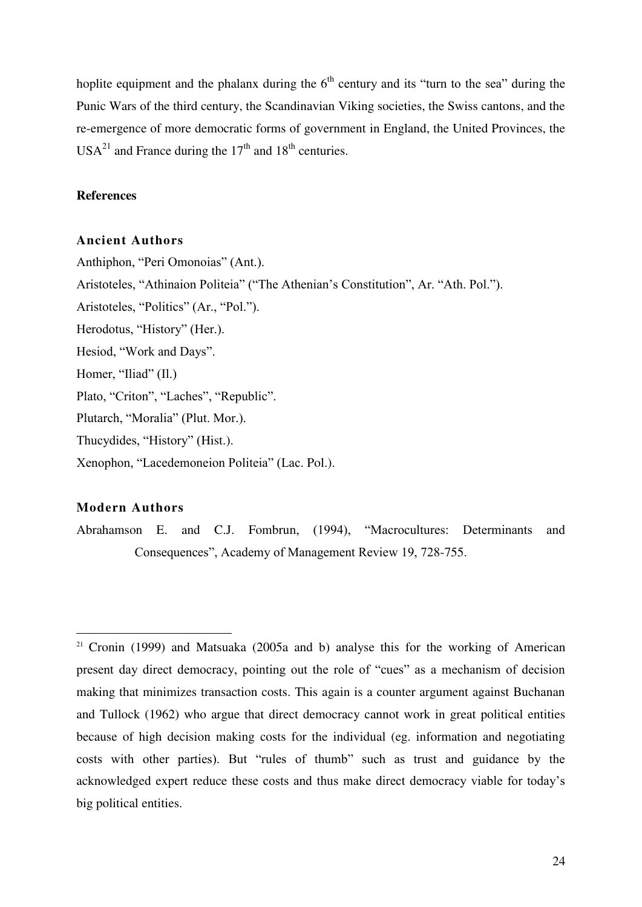hoplite equipment and the phalanx during the 6th century and its "turn to the sea" during the Punic Wars of the third century, the Scandinavian Viking societies, the Swiss cantons, and the re-emergence of more democratic forms of government in England, the United Provinces, the USA[21] and France during the 17th and 18th centuries.

**References**

### Ancient Authors

Anthiphon, "Peri Omonoias" (Ant.).

Aristoteles, "Athinaion Politeia" ("The Athenian's Constitution", Ar. "Ath. Pol.").

Aristoteles, "Politics" (Ar., "Pol.").

Herodotus, "History" (Her.).

Hesiod, "Work and Days".

Homer, "Iliad" (Il.)

Plato, "Criton", "Laches", "Republic".

Plutarch, "Moralia" (Plut. Mor.).

Thucydides, "History" (Hist.).

Xenophon, "Lacedemoneion Politeia" (Lac. Pol.).

### Modern Authors

Abrahamson E. and C.J. Fombrun, (1994), "Macrocultures: Determinants and Consequences", Academy of Management Review 19, 728-755.

---

[21] Cronin (1999) and Matsuaka (2005a and b) analyse this for the working of American present day direct democracy, pointing out the role of "cues" as a mechanism of decision making that minimizes transaction costs. This again is a counter argument against Buchanan and Tullock (1962) who argue that direct democracy cannot work in great political entities because of high decision making costs for the individual (eg. information and negotiating costs with other parties). But "rules of thumb" such as trust and guidance by the acknowledged expert reduce these costs and thus make direct democracy viable for today's big political entities.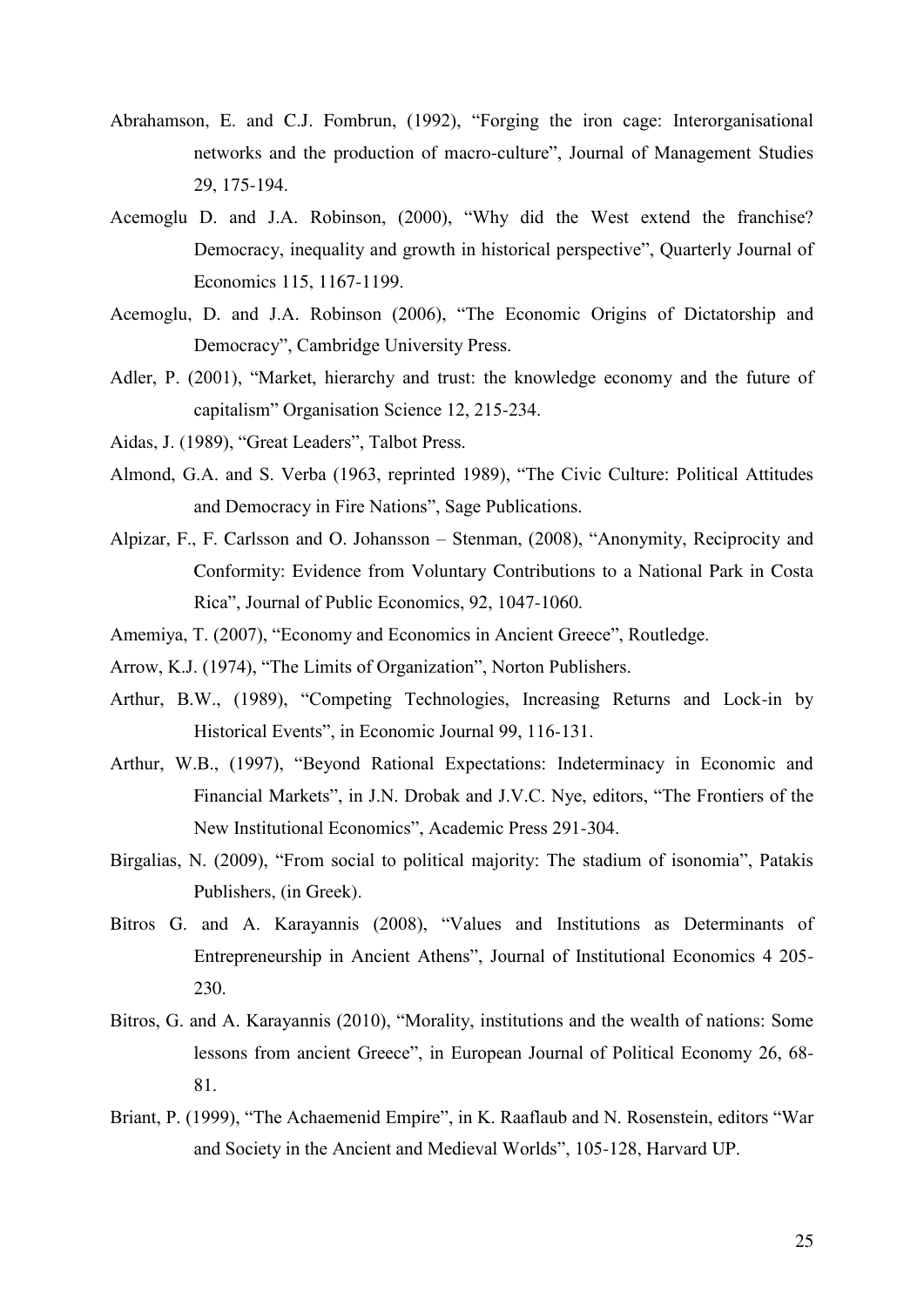Abrahamson, E. and C.J. Fombrun, (1992), "Forging the iron cage: Interorganisational networks and the production of macro-culture", Journal of Management Studies 29, 175-194.

Acemoglu D. and J.A. Robinson, (2000), "Why did the West extend the franchise? Democracy, inequality and growth in historical perspective", Quarterly Journal of Economics 115, 1167-1199.

Acemoglu, D. and J.A. Robinson (2006), "The Economic Origins of Dictatorship and Democracy", Cambridge University Press.

Adler, P. (2001), "Market, hierarchy and trust: the knowledge economy and the future of capitalism" Organisation Science 12, 215-234.

Aidas, J. (1989), "Great Leaders", Talbot Press.

Almond, G.A. and S. Verba (1963, reprinted 1989), "The Civic Culture: Political Attitudes and Democracy in Fire Nations", Sage Publications.

Alpizar, F., F. Carlsson and O. Johansson – Stenman, (2008), "Anonymity, Reciprocity and Conformity: Evidence from Voluntary Contributions to a National Park in Costa Rica", Journal of Public Economics, 92, 1047-1060.

Amemiya, T. (2007), "Economy and Economics in Ancient Greece", Routledge.

Arrow, K.J. (1974), "The Limits of Organization", Norton Publishers.

Arthur, B.W., (1989), "Competing Technologies, Increasing Returns and Lock-in by Historical Events", in Economic Journal 99, 116-131.

Arthur, W.B., (1997), "Beyond Rational Expectations: Indeterminacy in Economic and Financial Markets", in J.N. Drobak and J.V.C. Nye, editors, "The Frontiers of the New Institutional Economics", Academic Press 291-304.

Birgalias, N. (2009), "From social to political majority: The stadium of isonomia", Patakis Publishers, (in Greek).

Bitros G. and A. Karayannis (2008), "Values and Institutions as Determinants of Entrepreneurship in Ancient Athens", Journal of Institutional Economics 4 205-230.

Bitros, G. and A. Karayannis (2010), "Morality, institutions and the wealth of nations: Some lessons from ancient Greece", in European Journal of Political Economy 26, 68-81.

Briant, P. (1999), "The Achaemenid Empire", in K. Raaflaub and N. Rosenstein, editors "War and Society in the Ancient and Medieval Worlds", 105-128, Harvard UP.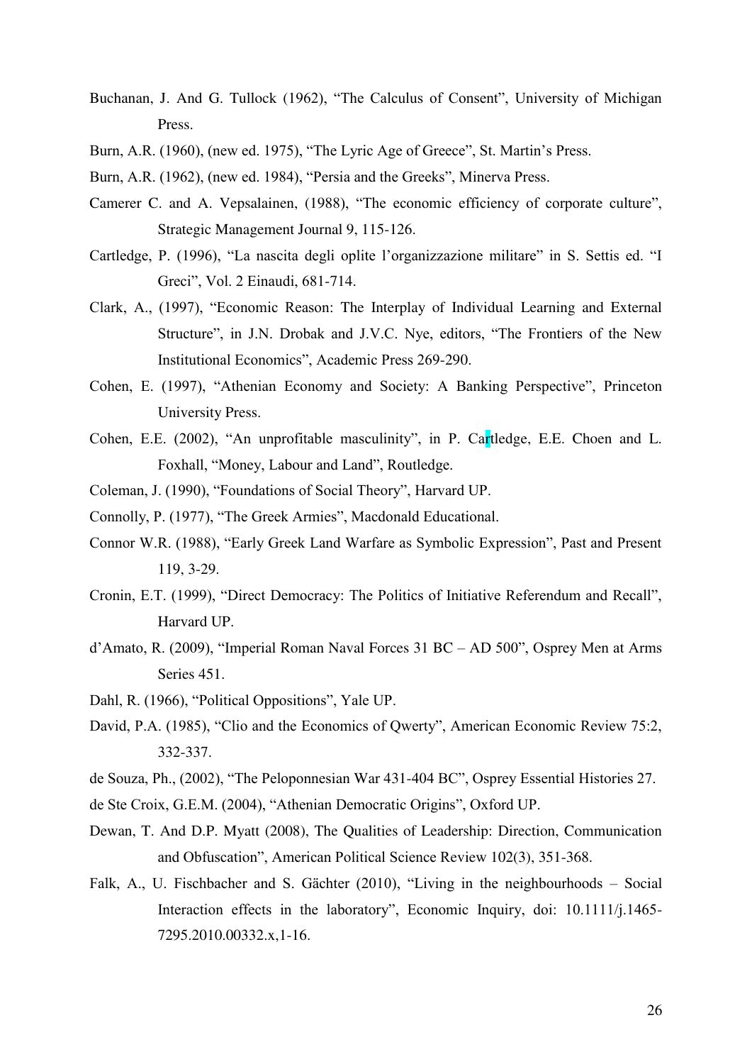Buchanan, J. And G. Tullock (1962), "The Calculus of Consent", University of Michigan Press.

Burn, A.R. (1960), (new ed. 1975), "The Lyric Age of Greece", St. Martin's Press.

Burn, A.R. (1962), (new ed. 1984), "Persia and the Greeks", Minerva Press.

Camerer C. and A. Vepsalainen, (1988), "The economic efficiency of corporate culture", Strategic Management Journal 9, 115-126.

Cartledge, P. (1996), "La nascita degli oplite l'organizzazione militare" in S. Settis ed. "I Greci", Vol. 2 Einaudi, 681-714.

Clark, A., (1997), "Economic Reason: The Interplay of Individual Learning and External Structure", in J.N. Drobak and J.V.C. Nye, editors, "The Frontiers of the New Institutional Economics", Academic Press 269-290.

Cohen, E. (1997), "Athenian Economy and Society: A Banking Perspective", Princeton University Press.

Cohen, E.E. (2002), "An unprofitable masculinity", in P. Cartledge, E.E. Choen and L. Foxhall, "Money, Labour and Land", Routledge.

Coleman, J. (1990), "Foundations of Social Theory", Harvard UP.

Connolly, P. (1977), "The Greek Armies", Macdonald Educational.

Connor W.R. (1988), "Early Greek Land Warfare as Symbolic Expression", Past and Present 119, 3-29.

Cronin, E.T. (1999), "Direct Democracy: The Politics of Initiative Referendum and Recall", Harvard UP.

d'Amato, R. (2009), "Imperial Roman Naval Forces 31 BC – AD 500", Osprey Men at Arms Series 451.

Dahl, R. (1966), "Political Oppositions", Yale UP.

David, P.A. (1985), "Clio and the Economics of Qwerty", American Economic Review 75:2, 332-337.

de Souza, Ph., (2002), "The Peloponnesian War 431-404 BC", Osprey Essential Histories 27.

de Ste Croix, G.E.M. (2004), "Athenian Democratic Origins", Oxford UP.

Dewan, T. And D.P. Myatt (2008), The Qualities of Leadership: Direction, Communication and Obfuscation", American Political Science Review 102(3), 351-368.

Falk, A., U. Fischbacher and S. Gächter (2010), "Living in the neighbourhoods – Social Interaction effects in the laboratory", Economic Inquiry, doi: 10.1111/j.1465-7295.2010.00332.x,1-16.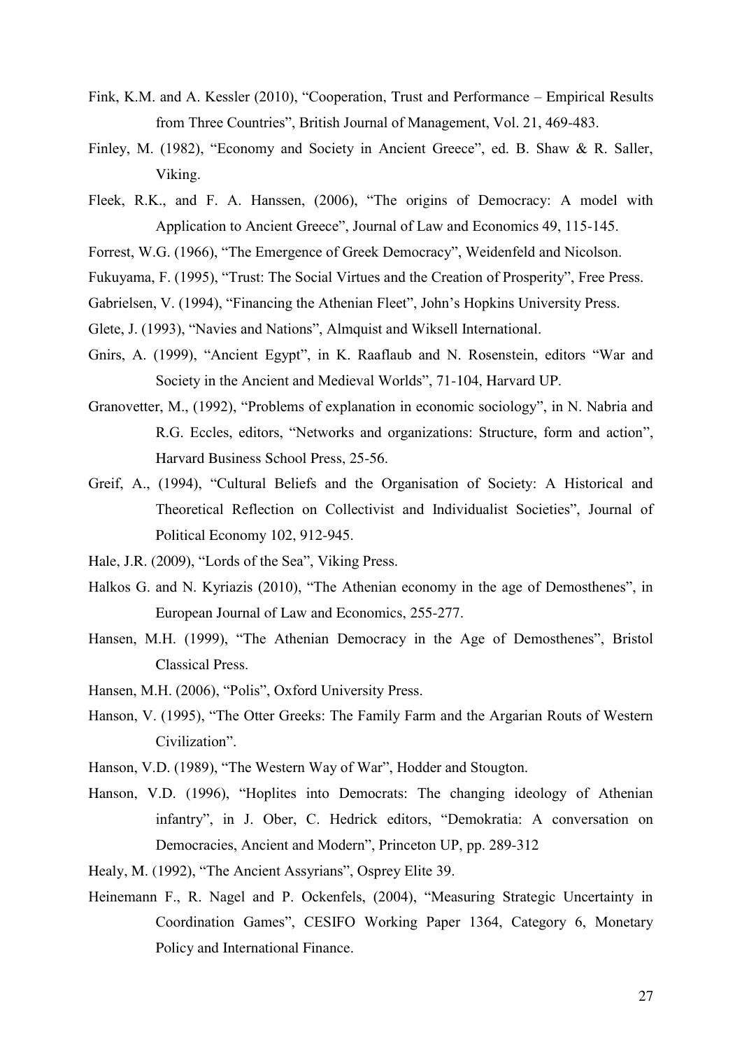Fink, K.M. and A. Kessler (2010), "Cooperation, Trust and Performance – Empirical Results from Three Countries", British Journal of Management, Vol. 21, 469-483.

Finley, M. (1982), "Economy and Society in Ancient Greece", ed. B. Shaw & R. Saller, Viking.

Fleek, R.K., and F. A. Hanssen, (2006), "The origins of Democracy: A model with Application to Ancient Greece", Journal of Law and Economics 49, 115-145.

Forrest, W.G. (1966), "The Emergence of Greek Democracy", Weidenfeld and Nicolson.

Fukuyama, F. (1995), "Trust: The Social Virtues and the Creation of Prosperity", Free Press.

Gabrielsen, V. (1994), "Financing the Athenian Fleet", John's Hopkins University Press.

Glete, J. (1993), "Navies and Nations", Almquist and Wiksell International.

Gnirs, A. (1999), "Ancient Egypt", in K. Raaflaub and N. Rosenstein, editors "War and Society in the Ancient and Medieval Worlds", 71-104, Harvard UP.

Granovetter, M., (1992), "Problems of explanation in economic sociology", in N. Nabria and R.G. Eccles, editors, "Networks and organizations: Structure, form and action", Harvard Business School Press, 25-56.

Greif, A., (1994), "Cultural Beliefs and the Organisation of Society: A Historical and Theoretical Reflection on Collectivist and Individualist Societies", Journal of Political Economy 102, 912-945.

Hale, J.R. (2009), "Lords of the Sea", Viking Press.

Halkos G. and N. Kyriazis (2010), "The Athenian economy in the age of Demosthenes", in European Journal of Law and Economics, 255-277.

Hansen, M.H. (1999), "The Athenian Democracy in the Age of Demosthenes", Bristol Classical Press.

Hansen, M.H. (2006), "Polis", Oxford University Press.

Hanson, V. (1995), "The Otter Greeks: The Family Farm and the Argarian Routs of Western Civilization".

Hanson, V.D. (1989), "The Western Way of War", Hodder and Stougton.

Hanson, V.D. (1996), "Hoplites into Democrats: The changing ideology of Athenian infantry", in J. Ober, C. Hedrick editors, "Demokratia: A conversation on Democracies, Ancient and Modern", Princeton UP, pp. 289-312

Healy, M. (1992), "The Ancient Assyrians", Osprey Elite 39.

Heinemann F., R. Nagel and P. Ockenfels, (2004), "Measuring Strategic Uncertainty in Coordination Games", CESIFO Working Paper 1364, Category 6, Monetary Policy and International Finance.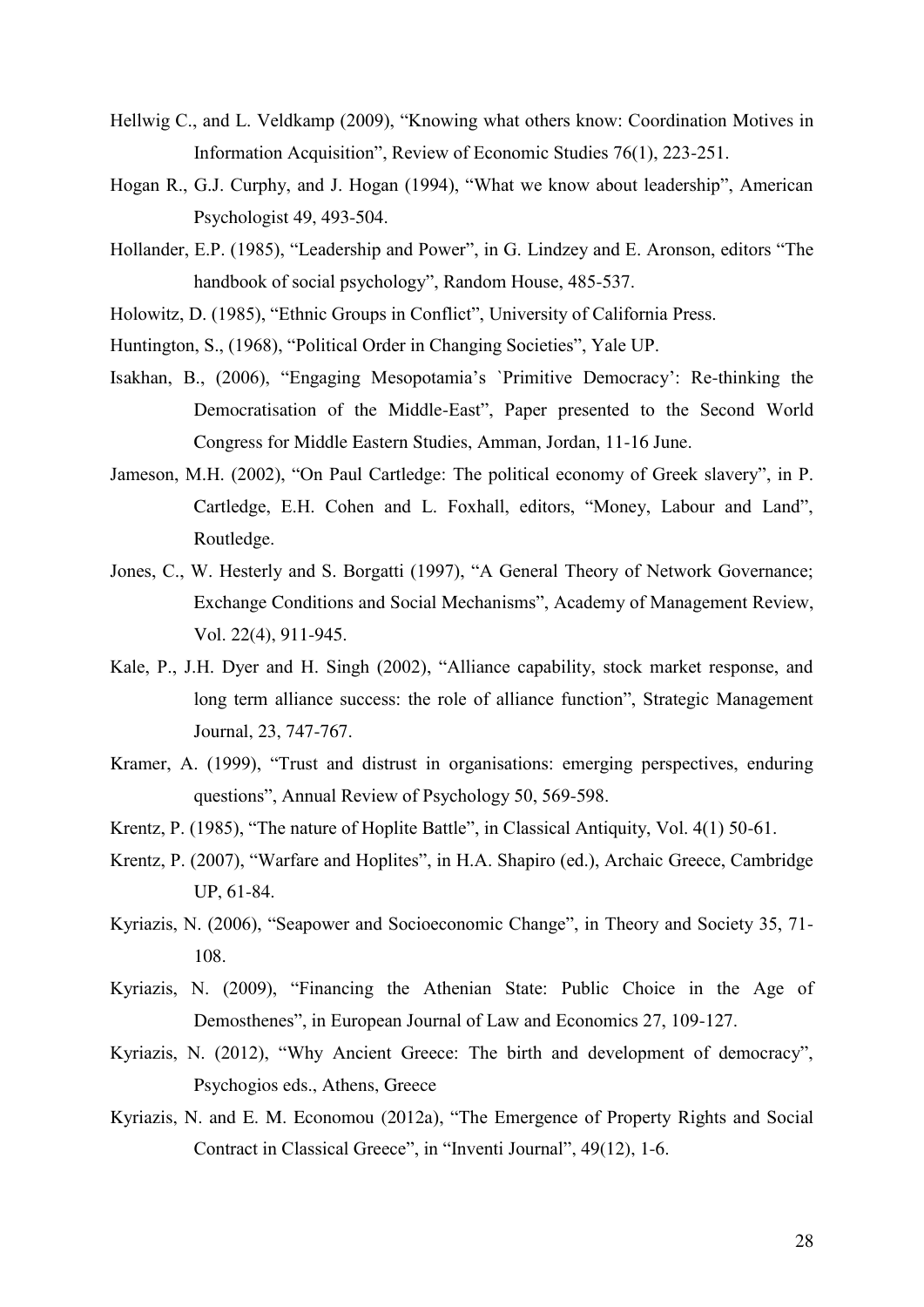Hellwig C., and L. Veldkamp (2009), "Knowing what others know: Coordination Motives in Information Acquisition", Review of Economic Studies 76(1), 223-251.

Hogan R., G.J. Curphy, and J. Hogan (1994), "What we know about leadership", American Psychologist 49, 493-504.

Hollander, E.P. (1985), "Leadership and Power", in G. Lindzey and E. Aronson, editors "The handbook of social psychology", Random House, 485-537.

Holowitz, D. (1985), "Ethnic Groups in Conflict", University of California Press.

Huntington, S., (1968), "Political Order in Changing Societies", Yale UP.

Isakhan, B., (2006), "Engaging Mesopotamia's `Primitive Democracy': Re-thinking the Democratisation of the Middle-East", Paper presented to the Second World Congress for Middle Eastern Studies, Amman, Jordan, 11-16 June.

Jameson, M.H. (2002), "On Paul Cartledge: The political economy of Greek slavery", in P. Cartledge, E.H. Cohen and L. Foxhall, editors, "Money, Labour and Land", Routledge.

Jones, C., W. Hesterly and S. Borgatti (1997), "A General Theory of Network Governance; Exchange Conditions and Social Mechanisms", Academy of Management Review, Vol. 22(4), 911-945.

Kale, P., J.H. Dyer and H. Singh (2002), "Alliance capability, stock market response, and long term alliance success: the role of alliance function", Strategic Management Journal, 23, 747-767.

Kramer, A. (1999), "Trust and distrust in organisations: emerging perspectives, enduring questions", Annual Review of Psychology 50, 569-598.

Krentz, P. (1985), "The nature of Hoplite Battle", in Classical Antiquity, Vol. 4(1) 50-61.

Krentz, P. (2007), "Warfare and Hoplites", in H.A. Shapiro (ed.), Archaic Greece, Cambridge UP, 61-84.

Kyriazis, N. (2006), "Seapower and Socioeconomic Change", in Theory and Society 35, 71-108.

Kyriazis, N. (2009), "Financing the Athenian State: Public Choice in the Age of Demosthenes", in European Journal of Law and Economics 27, 109-127.

Kyriazis, N. (2012), "Why Ancient Greece: The birth and development of democracy", Psychogios eds., Athens, Greece

Kyriazis, N. and E. M. Economou (2012a), "The Emergence of Property Rights and Social Contract in Classical Greece", in "Inventi Journal", 49(12), 1-6.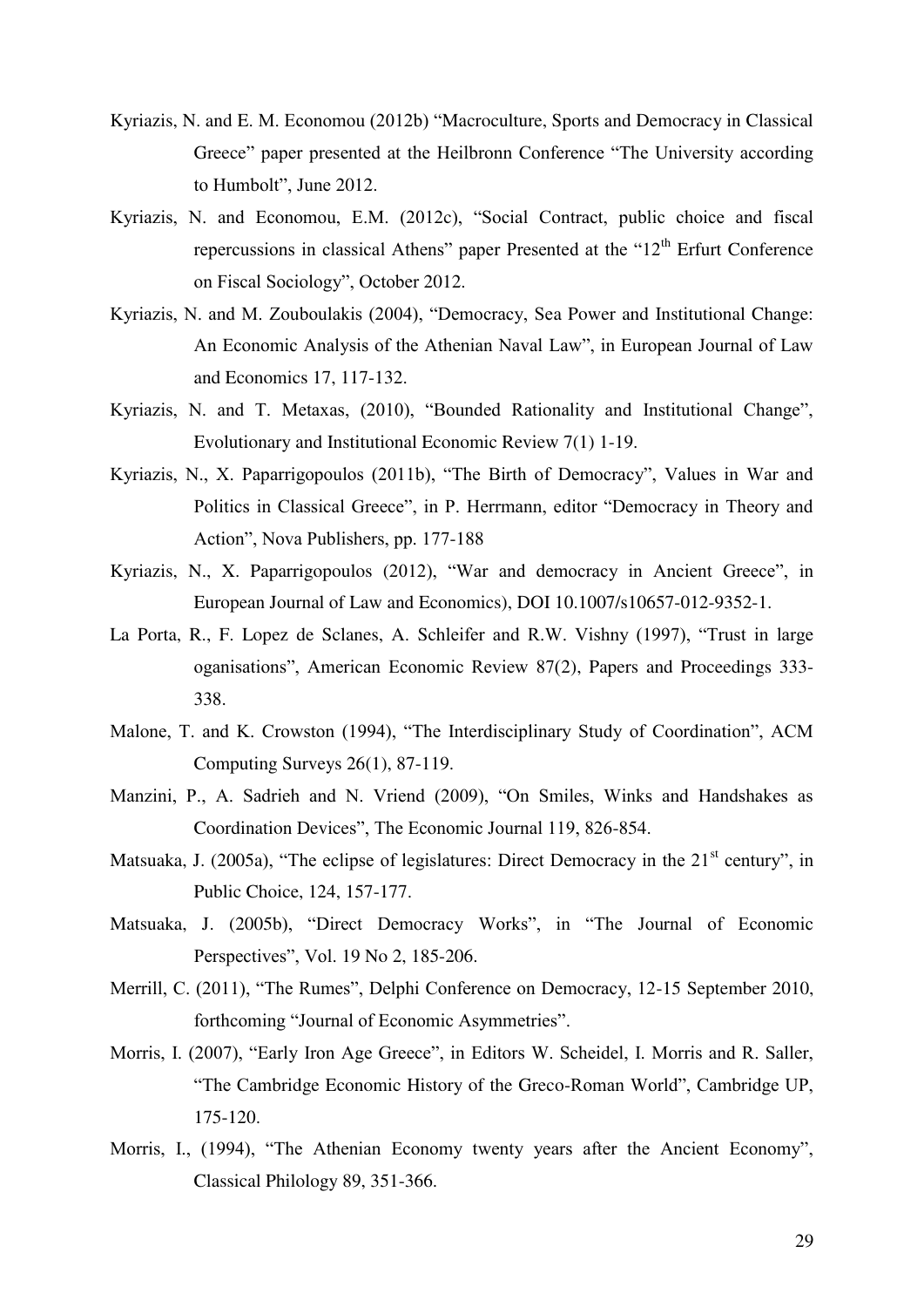Kyriazis, N. and E. M. Economou (2012b) "Macroculture, Sports and Democracy in Classical Greece" paper presented at the Heilbronn Conference "The University according to Humbolt", June 2012.

Kyriazis, N. and Economou, E.M. (2012c), "Social Contract, public choice and fiscal repercussions in classical Athens" paper Presented at the "12th Erfurt Conference on Fiscal Sociology", October 2012.

Kyriazis, N. and M. Zouboulakis (2004), "Democracy, Sea Power and Institutional Change: An Economic Analysis of the Athenian Naval Law", in European Journal of Law and Economics 17, 117-132.

Kyriazis, N. and T. Metaxas, (2010), "Bounded Rationality and Institutional Change", Evolutionary and Institutional Economic Review 7(1) 1-19.

Kyriazis, N., X. Paparrigopoulos (2011b), "The Birth of Democracy", Values in War and Politics in Classical Greece", in P. Herrmann, editor "Democracy in Theory and Action", Nova Publishers, pp. 177-188

Kyriazis, N., X. Paparrigopoulos (2012), "War and democracy in Ancient Greece", in European Journal of Law and Economics), DOI 10.1007/s10657-012-9352-1.

La Porta, R., F. Lopez de Sclanes, A. Schleifer and R.W. Vishny (1997), "Trust in large oganisations", American Economic Review 87(2), Papers and Proceedings 333-338.

Malone, T. and K. Crowston (1994), "The Interdisciplinary Study of Coordination", ACM Computing Surveys 26(1), 87-119.

Manzini, P., A. Sadrieh and N. Vriend (2009), "On Smiles, Winks and Handshakes as Coordination Devices", The Economic Journal 119, 826-854.

Matsuaka, J. (2005a), "The eclipse of legislatures: Direct Democracy in the 21st century", in Public Choice, 124, 157-177.

Matsuaka, J. (2005b), "Direct Democracy Works", in "The Journal of Economic Perspectives", Vol. 19 No 2, 185-206.

Merrill, C. (2011), "The Rumes", Delphi Conference on Democracy, 12-15 September 2010, forthcoming "Journal of Economic Asymmetries".

Morris, I. (2007), "Early Iron Age Greece", in Editors W. Scheidel, I. Morris and R. Saller, "The Cambridge Economic History of the Greco-Roman World", Cambridge UP, 175-120.

Morris, I., (1994), "The Athenian Economy twenty years after the Ancient Economy", Classical Philology 89, 351-366.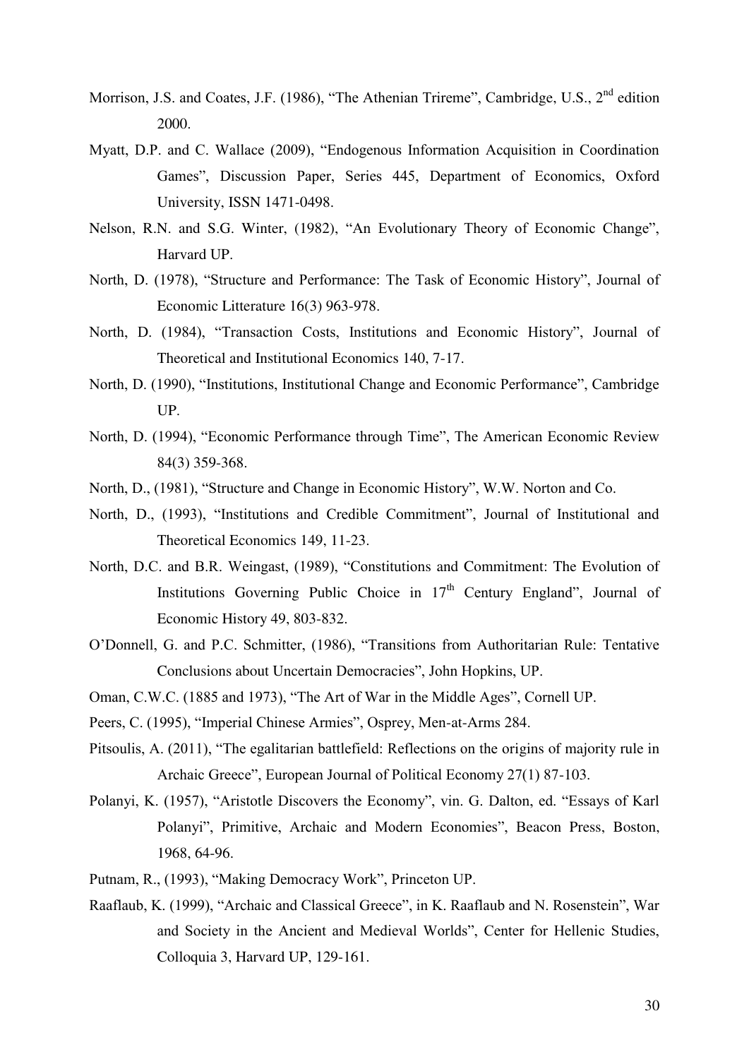Morrison, J.S. and Coates, J.F. (1986), "The Athenian Trireme", Cambridge, U.S., 2nd edition 2000.

Myatt, D.P. and C. Wallace (2009), "Endogenous Information Acquisition in Coordination Games", Discussion Paper, Series 445, Department of Economics, Oxford University, ISSN 1471-0498.

Nelson, R.N. and S.G. Winter, (1982), "An Evolutionary Theory of Economic Change", Harvard UP.

North, D. (1978), "Structure and Performance: The Task of Economic History", Journal of Economic Litterature 16(3) 963-978.

North, D. (1984), "Transaction Costs, Institutions and Economic History", Journal of Theoretical and Institutional Economics 140, 7-17.

North, D. (1990), "Institutions, Institutional Change and Economic Performance", Cambridge UP.

North, D. (1994), "Economic Performance through Time", The American Economic Review 84(3) 359-368.

North, D., (1981), "Structure and Change in Economic History", W.W. Norton and Co.

North, D., (1993), "Institutions and Credible Commitment", Journal of Institutional and Theoretical Economics 149, 11-23.

North, D.C. and B.R. Weingast, (1989), "Constitutions and Commitment: The Evolution of Institutions Governing Public Choice in 17th Century England", Journal of Economic History 49, 803-832.

O'Donnell, G. and P.C. Schmitter, (1986), "Transitions from Authoritarian Rule: Tentative Conclusions about Uncertain Democracies", John Hopkins, UP.

Oman, C.W.C. (1885 and 1973), "The Art of War in the Middle Ages", Cornell UP.

Peers, C. (1995), "Imperial Chinese Armies", Osprey, Men-at-Arms 284.

Pitsoulis, A. (2011), "The egalitarian battlefield: Reflections on the origins of majority rule in Archaic Greece", European Journal of Political Economy 27(1) 87-103.

Polanyi, K. (1957), "Aristotle Discovers the Economy", vin. G. Dalton, ed. "Essays of Karl Polanyi", Primitive, Archaic and Modern Economies", Beacon Press, Boston, 1968, 64-96.

Putnam, R., (1993), "Making Democracy Work", Princeton UP.

Raaflaub, K. (1999), "Archaic and Classical Greece", in K. Raaflaub and N. Rosenstein", War and Society in the Ancient and Medieval Worlds", Center for Hellenic Studies, Colloquia 3, Harvard UP, 129-161.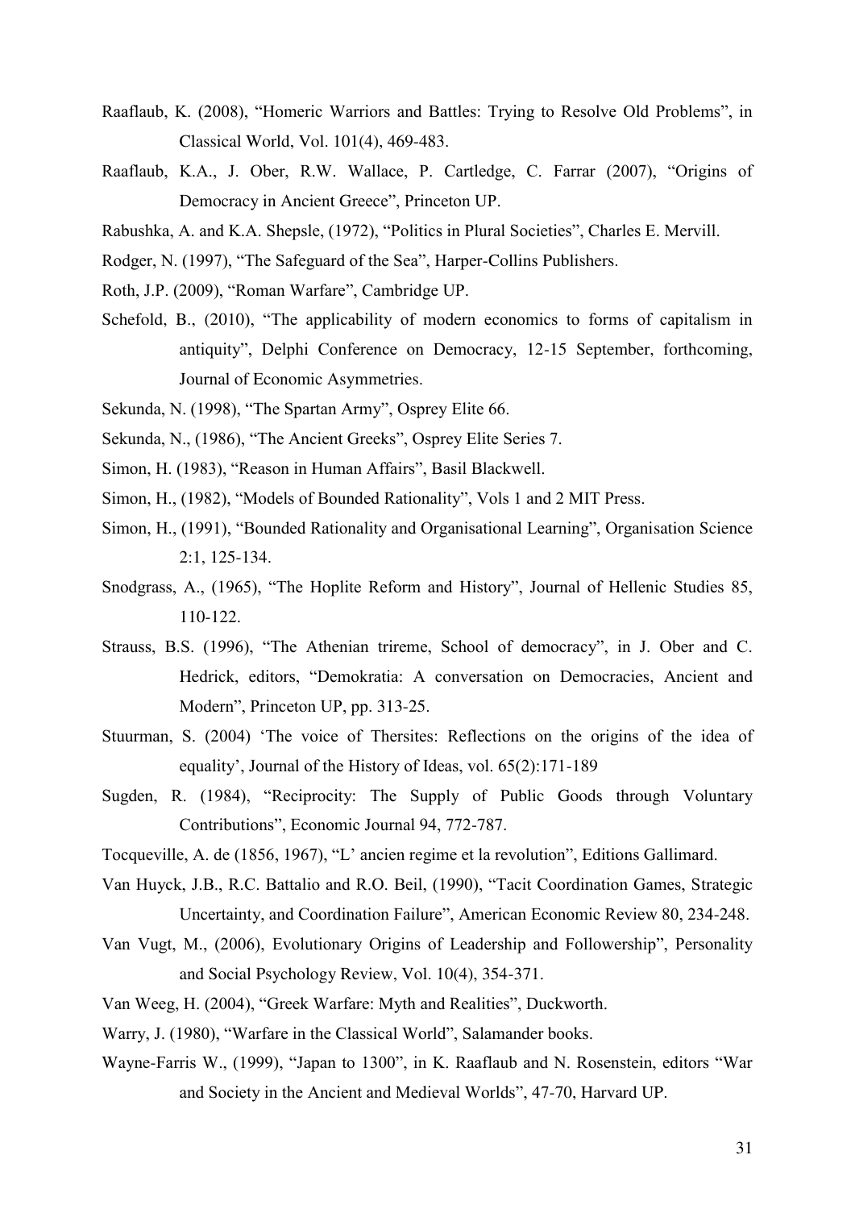Raaflaub, K. (2008), “Homeric Warriors and Battles: Trying to Resolve Old Problems”, in Classical World, Vol. 101(4), 469-483.

Raaflaub, K.A., J. Ober, R.W. Wallace, P. Cartledge, C. Farrar (2007), “Origins of Democracy in Ancient Greece”, Princeton UP.

Rabushka, A. and K.A. Shepsle, (1972), “Politics in Plural Societies”, Charles E. Mervill.

Rodger, N. (1997), “The Safeguard of the Sea”, Harper-Collins Publishers.

Roth, J.P. (2009), “Roman Warfare”, Cambridge UP.

Schefold, B., (2010), “The applicability of modern economics to forms of capitalism in antiquity”, Delphi Conference on Democracy, 12-15 September, forthcoming, Journal of Economic Asymmetries.

Sekunda, N. (1998), “The Spartan Army”, Osprey Elite 66.

Sekunda, N., (1986), “The Ancient Greeks”, Osprey Elite Series 7.

Simon, H. (1983), “Reason in Human Affairs”, Basil Blackwell.

Simon, H., (1982), “Models of Bounded Rationality”, Vols 1 and 2 MIT Press.

Simon, H., (1991), “Bounded Rationality and Organisational Learning”, Organisation Science 2:1, 125-134.

Snodgrass, A., (1965), “The Hoplite Reform and History”, Journal of Hellenic Studies 85, 110-122.

Strauss, B.S. (1996), “The Athenian trireme, School of democracy”, in J. Ober and C. Hedrick, editors, “Demokratia: A conversation on Democracies, Ancient and Modern”, Princeton UP, pp. 313-25.

Stuurman, S. (2004) ‘The voice of Thersites: Reflections on the origins of the idea of equality’, Journal of the History of Ideas, vol. 65(2):171-189

Sugden, R. (1984), “Reciprocity: The Supply of Public Goods through Voluntary Contributions”, Economic Journal 94, 772-787.

Tocqueville, A. de (1856, 1967), “L’ ancien regime et la revolution”, Editions Gallimard.

Van Huyck, J.B., R.C. Battalio and R.O. Beil, (1990), “Tacit Coordination Games, Strategic Uncertainty, and Coordination Failure”, American Economic Review 80, 234-248.

Van Vugt, M., (2006), Evolutionary Origins of Leadership and Followership”, Personality and Social Psychology Review, Vol. 10(4), 354-371.

Van Weeg, H. (2004), “Greek Warfare: Myth and Realities”, Duckworth.

Warry, J. (1980), “Warfare in the Classical World”, Salamander books.

Wayne-Farris W., (1999), “Japan to 1300”, in K. Raaflaub and N. Rosenstein, editors “War and Society in the Ancient and Medieval Worlds”, 47-70, Harvard UP.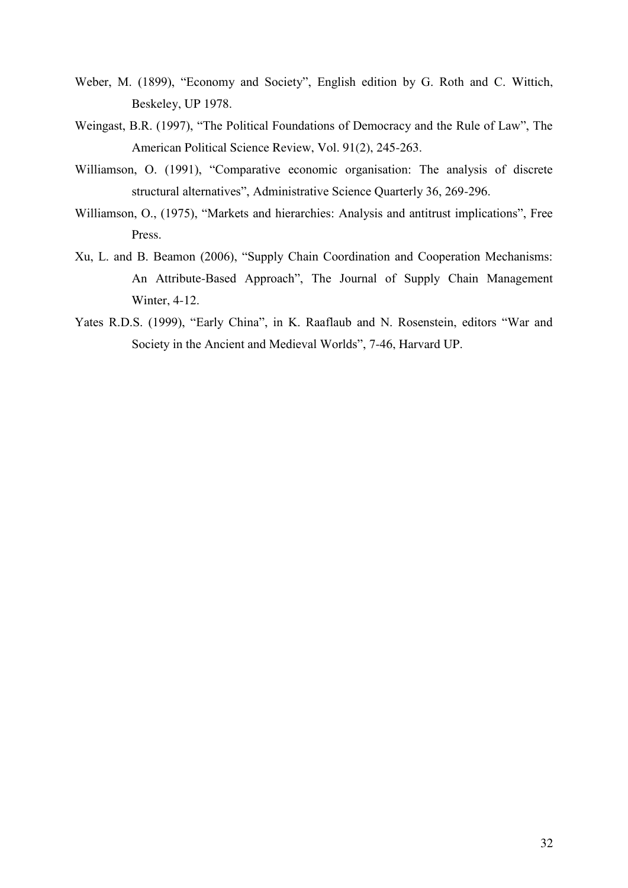Weber, M. (1899), "Economy and Society", English edition by G. Roth and C. Wittich, Beskeley, UP 1978.

Weingast, B.R. (1997), "The Political Foundations of Democracy and the Rule of Law", The American Political Science Review, Vol. 91(2), 245-263.

Williamson, O. (1991), "Comparative economic organisation: The analysis of discrete structural alternatives", Administrative Science Quarterly 36, 269-296.

Williamson, O., (1975), "Markets and hierarchies: Analysis and antitrust implications", Free Press.

Xu, L. and B. Beamon (2006), "Supply Chain Coordination and Cooperation Mechanisms: An Attribute-Based Approach", The Journal of Supply Chain Management Winter, 4-12.

Yates R.D.S. (1999), "Early China", in K. Raaflaub and N. Rosenstein, editors "War and Society in the Ancient and Medieval Worlds", 7-46, Harvard UP.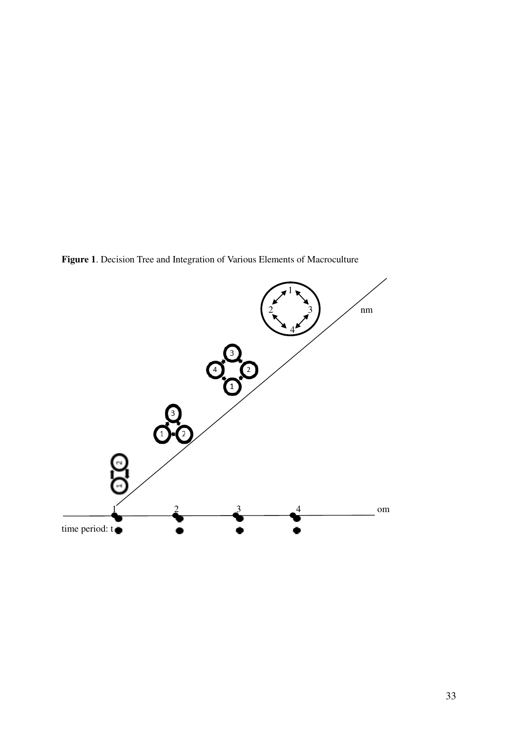**Figure 1**. Decision Tree and Integration of Various Elements of Macroculture

nm

om

time period: t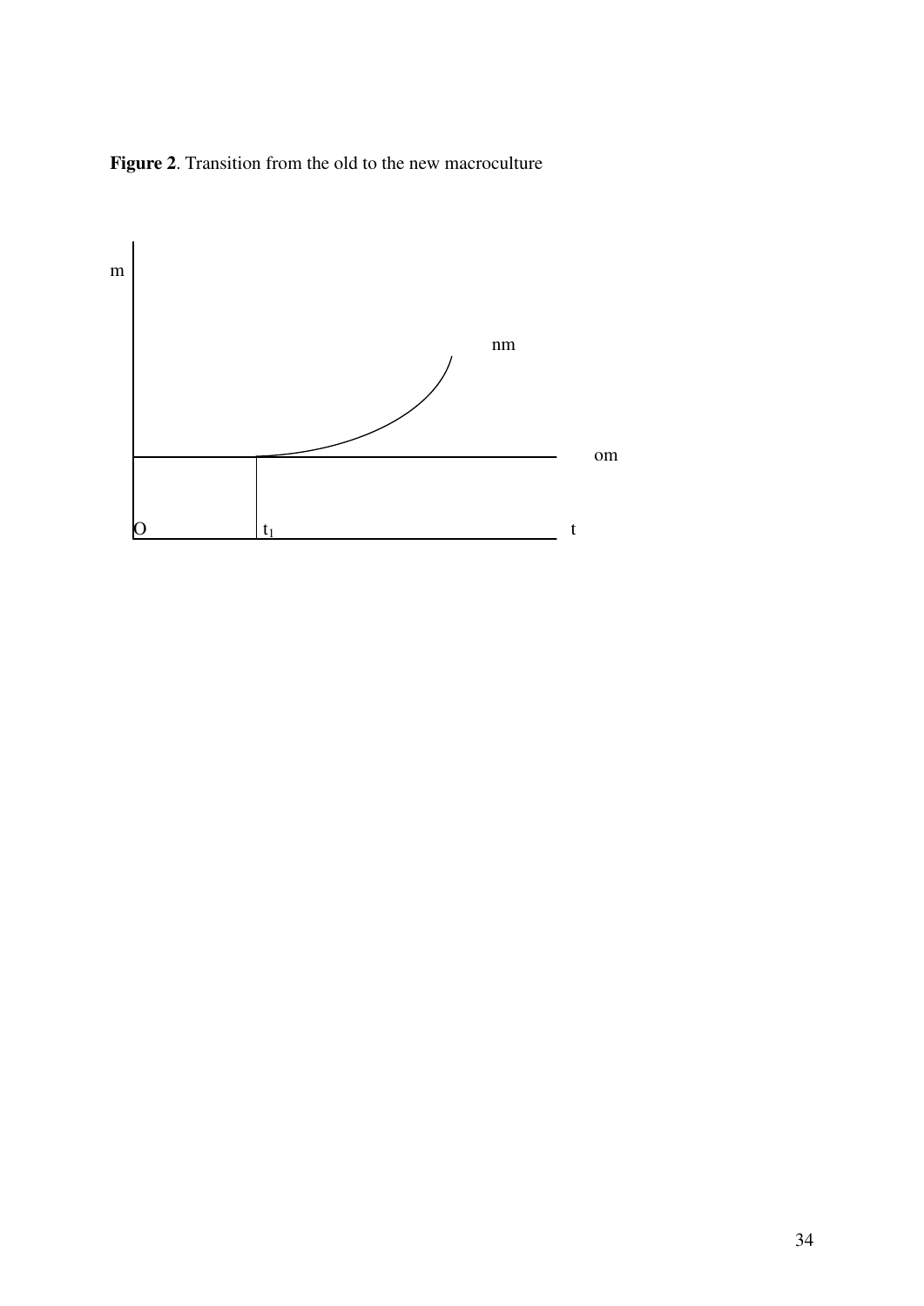**Figure 2**. Transition from the old to the new macroculture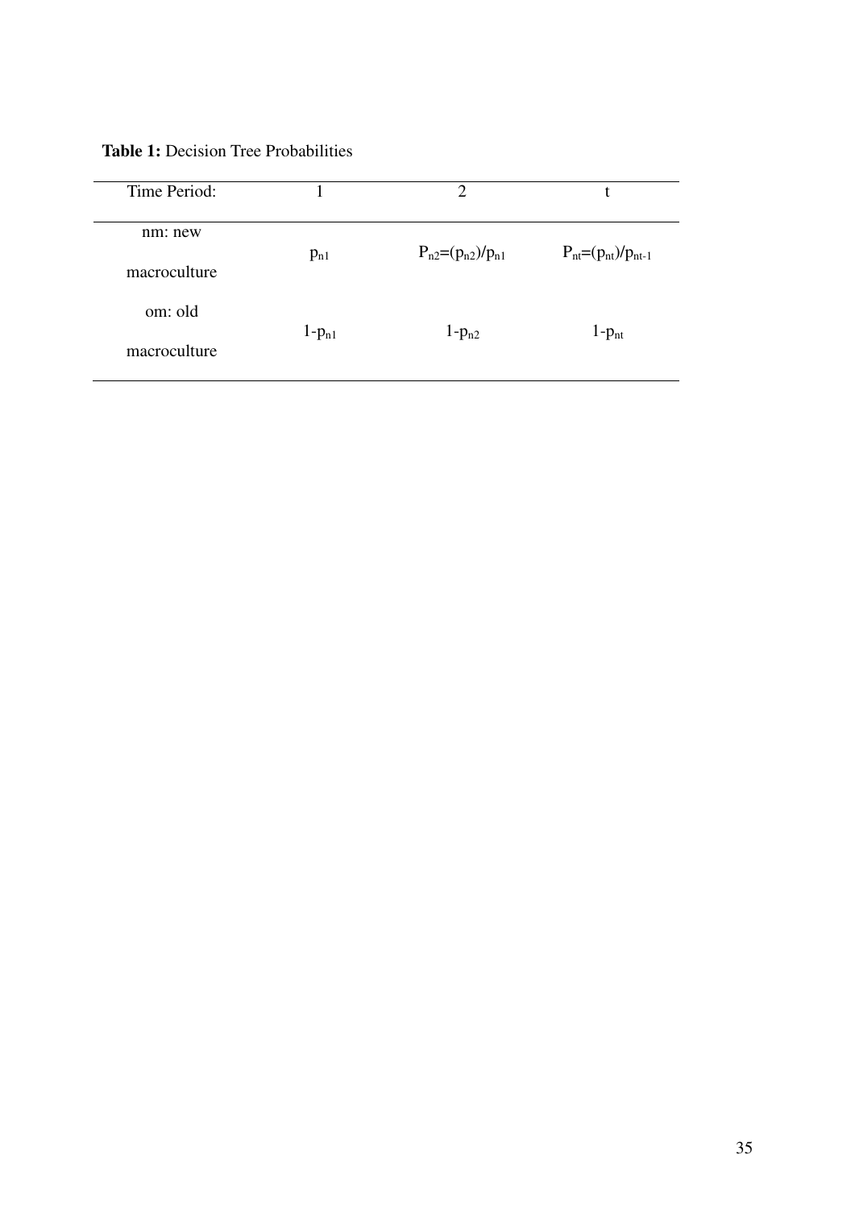**Table 1:** Decision Tree Probabilities

| Time Period: | 1 | 2 | t |
|---|---|---|---|
| nm: new macroculture | $p_{n1}$ | $P_{n2}=(p_{n2})/p_{n1}$ | $P_{nt}=(p_{nt})/p_{nt-1}$ |
| om: old macroculture | $1-p_{n1}$ | $1-p_{n2}$ | $1-p_{nt}$ |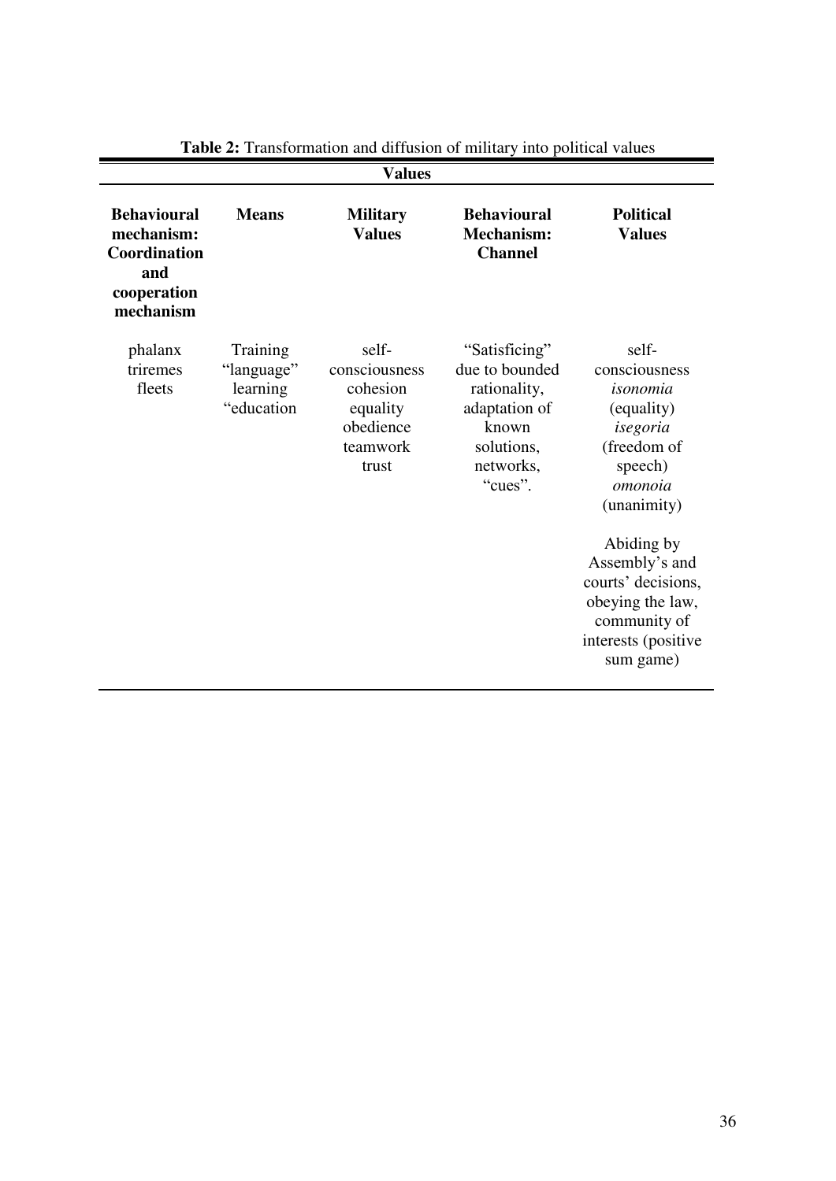**Table 2:** Transformation and diffusion of military into political values

| Values | | | | |
|---|---|---|---|---|
| **Behavioural mechanism: Coordination and cooperation mechanism** | **Means** | **Military Values** | **Behavioural Mechanism: Channel** | **Political Values** |
| phalanx triremes fleets | Training "language" learning "education | self-consciousness cohesion equality obedience teamwork trust | "Satisficing" due to bounded rationality, adaptation of known solutions, networks, "cues". | self-consciousness *isonomia* (equality) *isegoria* (freedom of speech) *omonoia* (unanimity)<br><br>Abiding by Assembly's and courts' decisions, obeying the law, community of interests (positive sum game) |